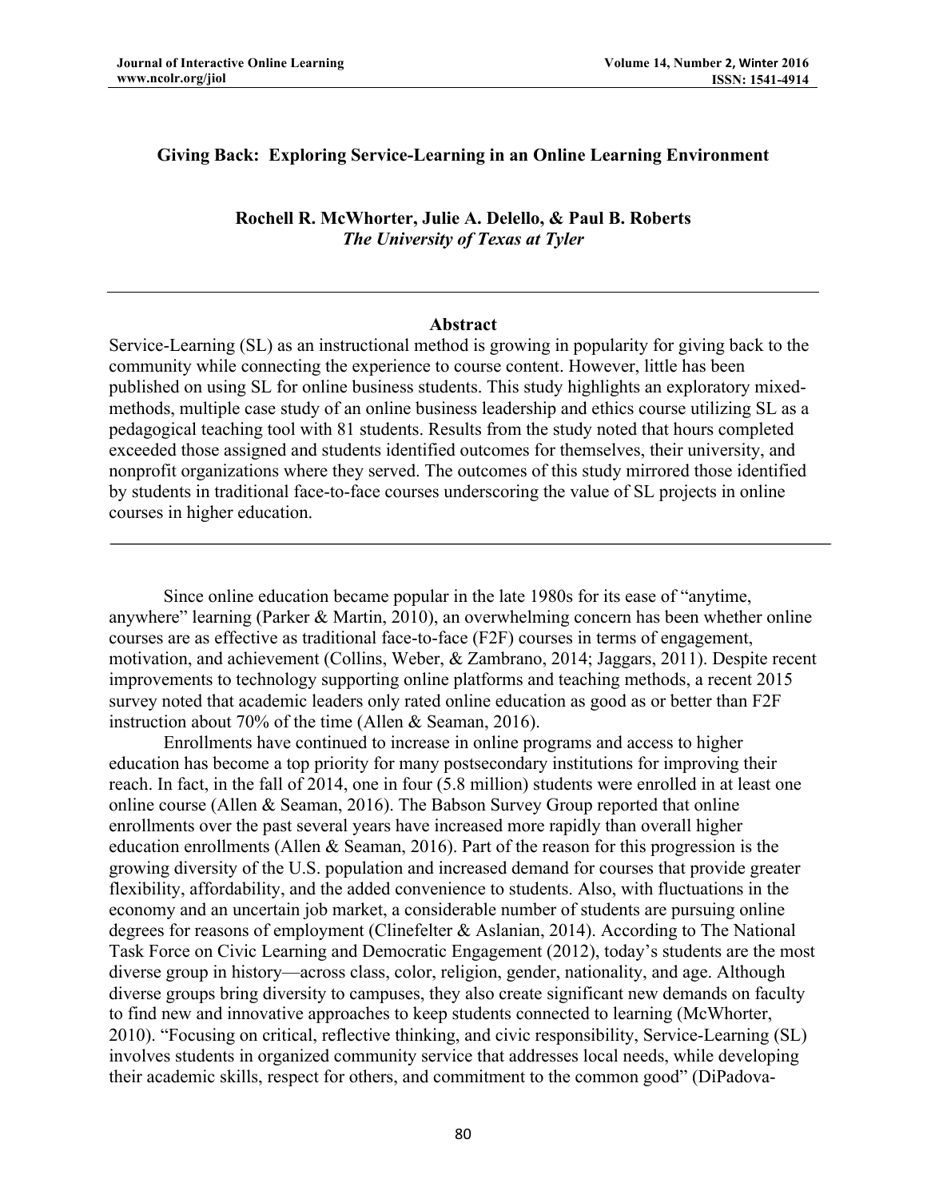# Giving Back: Exploring Service-Learning in an Online Learning Environment

**Rochell R. McWhorter, Julie A. Delello, & Paul B. Roberts**
***The University of Texas at Tyler***

## Abstract

Service-Learning (SL) as an instructional method is growing in popularity for giving back to the community while connecting the experience to course content. However, little has been published on using SL for online business students. This study highlights an exploratory mixed-methods, multiple case study of an online business leadership and ethics course utilizing SL as a pedagogical teaching tool with 81 students. Results from the study noted that hours completed exceeded those assigned and students identified outcomes for themselves, their university, and nonprofit organizations where they served. The outcomes of this study mirrored those identified by students in traditional face-to-face courses underscoring the value of SL projects in online courses in higher education.

---

Since online education became popular in the late 1980s for its ease of "anytime, anywhere" learning (Parker & Martin, 2010), an overwhelming concern has been whether online courses are as effective as traditional face-to-face (F2F) courses in terms of engagement, motivation, and achievement (Collins, Weber, & Zambrano, 2014; Jaggars, 2011). Despite recent improvements to technology supporting online platforms and teaching methods, a recent 2015 survey noted that academic leaders only rated online education as good as or better than F2F instruction about 70% of the time (Allen & Seaman, 2016).

Enrollments have continued to increase in online programs and access to higher education has become a top priority for many postsecondary institutions for improving their reach. In fact, in the fall of 2014, one in four (5.8 million) students were enrolled in at least one online course (Allen & Seaman, 2016). The Babson Survey Group reported that online enrollments over the past several years have increased more rapidly than overall higher education enrollments (Allen & Seaman, 2016). Part of the reason for this progression is the growing diversity of the U.S. population and increased demand for courses that provide greater flexibility, affordability, and the added convenience to students. Also, with fluctuations in the economy and an uncertain job market, a considerable number of students are pursuing online degrees for reasons of employment (Clinefelter & Aslanian, 2014). According to The National Task Force on Civic Learning and Democratic Engagement (2012), today's students are the most diverse group in history—across class, color, religion, gender, nationality, and age. Although diverse groups bring diversity to campuses, they also create significant new demands on faculty to find new and innovative approaches to keep students connected to learning (McWhorter, 2010). "Focusing on critical, reflective thinking, and civic responsibility, Service-Learning (SL) involves students in organized community service that addresses local needs, while developing their academic skills, respect for others, and commitment to the common good" (DiPadova-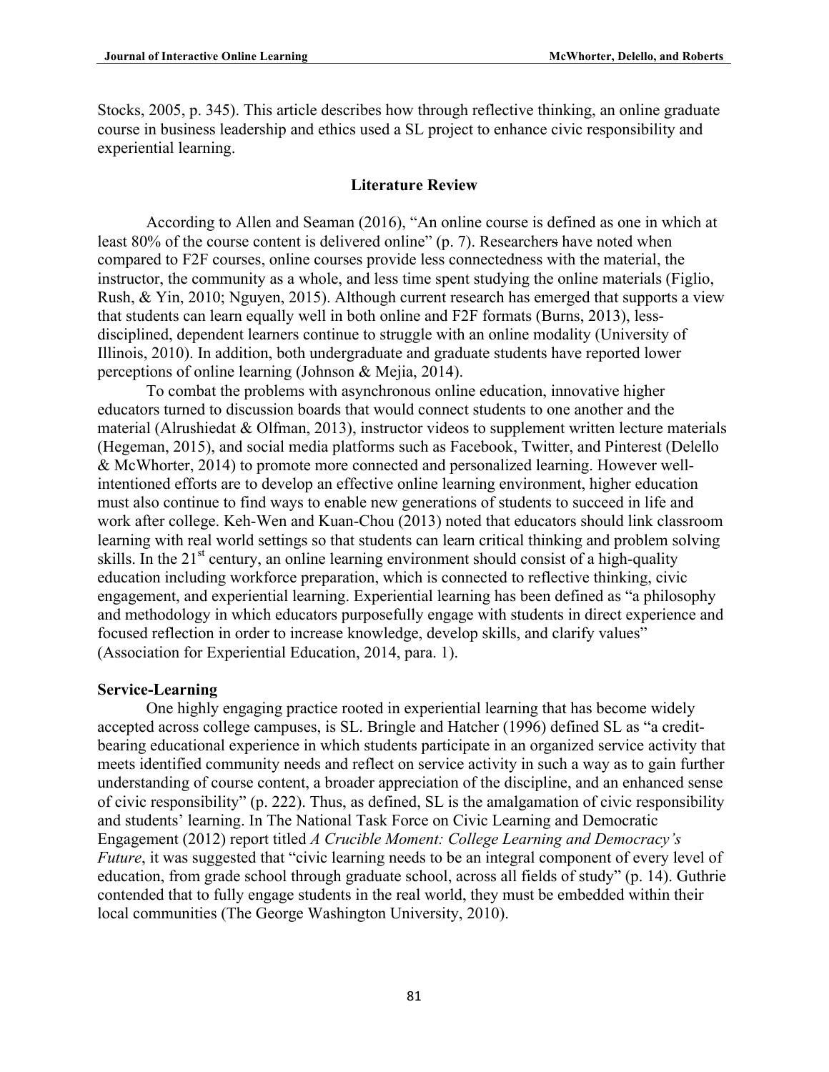Stocks, 2005, p. 345). This article describes how through reflective thinking, an online graduate course in business leadership and ethics used a SL project to enhance civic responsibility and experiential learning.

## Literature Review

According to Allen and Seaman (2016), "An online course is defined as one in which at least 80% of the course content is delivered online" (p. 7). Researchers have noted when compared to F2F courses, online courses provide less connectedness with the material, the instructor, the community as a whole, and less time spent studying the online materials (Figlio, Rush, & Yin, 2010; Nguyen, 2015). Although current research has emerged that supports a view that students can learn equally well in both online and F2F formats (Burns, 2013), less-disciplined, dependent learners continue to struggle with an online modality (University of Illinois, 2010). In addition, both undergraduate and graduate students have reported lower perceptions of online learning (Johnson & Mejia, 2014).

To combat the problems with asynchronous online education, innovative higher educators turned to discussion boards that would connect students to one another and the material (Alrushiedat & Olfman, 2013), instructor videos to supplement written lecture materials (Hegeman, 2015), and social media platforms such as Facebook, Twitter, and Pinterest (Delello & McWhorter, 2014) to promote more connected and personalized learning. However well-intentioned efforts are to develop an effective online learning environment, higher education must also continue to find ways to enable new generations of students to succeed in life and work after college. Keh-Wen and Kuan-Chou (2013) noted that educators should link classroom learning with real world settings so that students can learn critical thinking and problem solving skills. In the 21st century, an online learning environment should consist of a high-quality education including workforce preparation, which is connected to reflective thinking, civic engagement, and experiential learning. Experiential learning has been defined as "a philosophy and methodology in which educators purposefully engage with students in direct experience and focused reflection in order to increase knowledge, develop skills, and clarify values" (Association for Experiential Education, 2014, para. 1).

### Service-Learning

One highly engaging practice rooted in experiential learning that has become widely accepted across college campuses, is SL. Bringle and Hatcher (1996) defined SL as "a credit-bearing educational experience in which students participate in an organized service activity that meets identified community needs and reflect on service activity in such a way as to gain further understanding of course content, a broader appreciation of the discipline, and an enhanced sense of civic responsibility" (p. 222). Thus, as defined, SL is the amalgamation of civic responsibility and students' learning. In The National Task Force on Civic Learning and Democratic Engagement (2012) report titled *A Crucible Moment: College Learning and Democracy's Future*, it was suggested that "civic learning needs to be an integral component of every level of education, from grade school through graduate school, across all fields of study" (p. 14). Guthrie contended that to fully engage students in the real world, they must be embedded within their local communities (The George Washington University, 2010).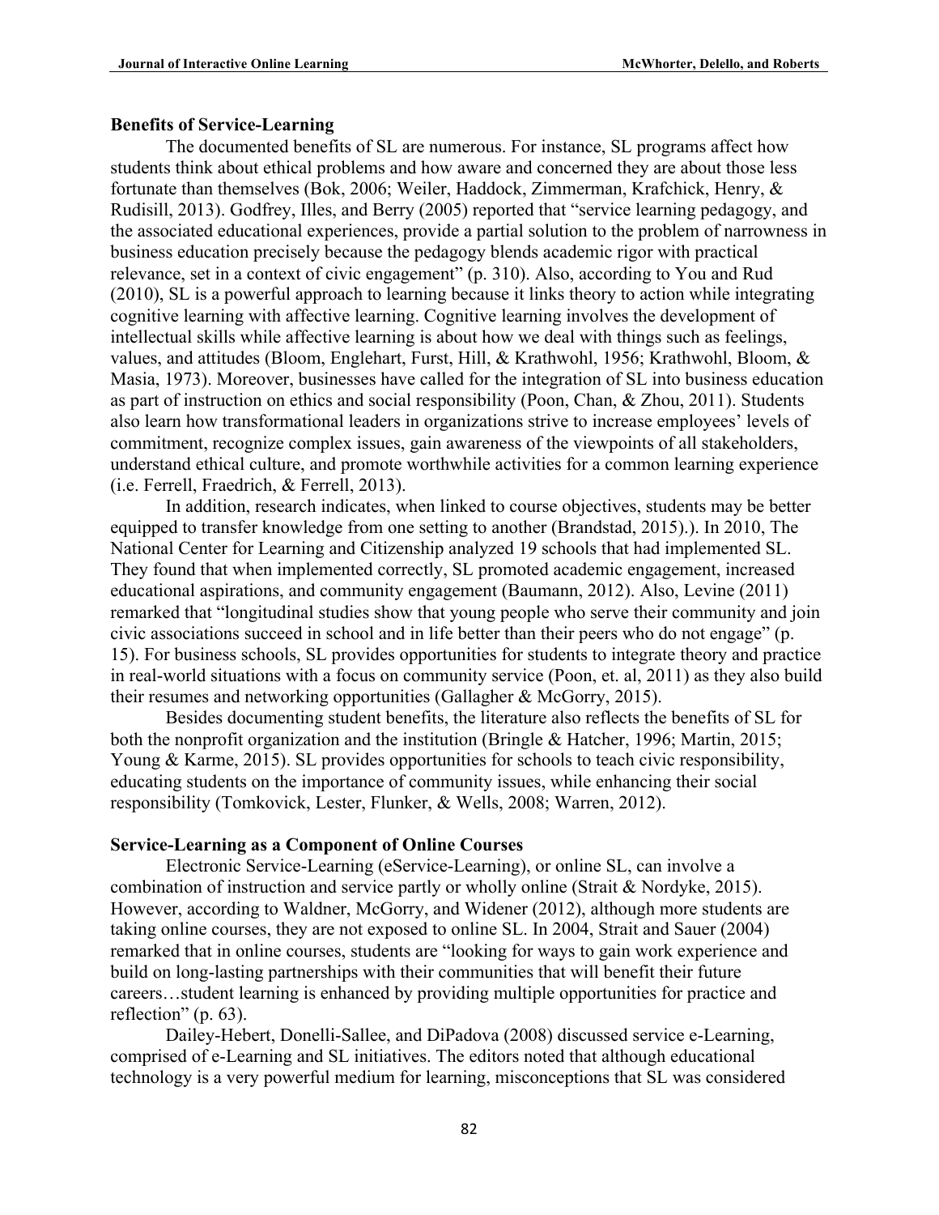**Benefits of Service-Learning**

The documented benefits of SL are numerous. For instance, SL programs affect how students think about ethical problems and how aware and concerned they are about those less fortunate than themselves (Bok, 2006; Weiler, Haddock, Zimmerman, Krafchick, Henry, & Rudisill, 2013). Godfrey, Illes, and Berry (2005) reported that "service learning pedagogy, and the associated educational experiences, provide a partial solution to the problem of narrowness in business education precisely because the pedagogy blends academic rigor with practical relevance, set in a context of civic engagement" (p. 310). Also, according to You and Rud (2010), SL is a powerful approach to learning because it links theory to action while integrating cognitive learning with affective learning. Cognitive learning involves the development of intellectual skills while affective learning is about how we deal with things such as feelings, values, and attitudes (Bloom, Englehart, Furst, Hill, & Krathwohl, 1956; Krathwohl, Bloom, & Masia, 1973). Moreover, businesses have called for the integration of SL into business education as part of instruction on ethics and social responsibility (Poon, Chan, & Zhou, 2011). Students also learn how transformational leaders in organizations strive to increase employees' levels of commitment, recognize complex issues, gain awareness of the viewpoints of all stakeholders, understand ethical culture, and promote worthwhile activities for a common learning experience (i.e. Ferrell, Fraedrich, & Ferrell, 2013).

In addition, research indicates, when linked to course objectives, students may be better equipped to transfer knowledge from one setting to another (Brandstad, 2015).). In 2010, The National Center for Learning and Citizenship analyzed 19 schools that had implemented SL. They found that when implemented correctly, SL promoted academic engagement, increased educational aspirations, and community engagement (Baumann, 2012). Also, Levine (2011) remarked that "longitudinal studies show that young people who serve their community and join civic associations succeed in school and in life better than their peers who do not engage" (p. 15). For business schools, SL provides opportunities for students to integrate theory and practice in real-world situations with a focus on community service (Poon, et. al, 2011) as they also build their resumes and networking opportunities (Gallagher & McGorry, 2015).

Besides documenting student benefits, the literature also reflects the benefits of SL for both the nonprofit organization and the institution (Bringle & Hatcher, 1996; Martin, 2015; Young & Karme, 2015). SL provides opportunities for schools to teach civic responsibility, educating students on the importance of community issues, while enhancing their social responsibility (Tomkovick, Lester, Flunker, & Wells, 2008; Warren, 2012).

**Service-Learning as a Component of Online Courses**

Electronic Service-Learning (eService-Learning), or online SL, can involve a combination of instruction and service partly or wholly online (Strait & Nordyke, 2015). However, according to Waldner, McGorry, and Widener (2012), although more students are taking online courses, they are not exposed to online SL. In 2004, Strait and Sauer (2004) remarked that in online courses, students are "looking for ways to gain work experience and build on long-lasting partnerships with their communities that will benefit their future careers…student learning is enhanced by providing multiple opportunities for practice and reflection" (p. 63).

Dailey-Hebert, Donelli-Sallee, and DiPadova (2008) discussed service e-Learning, comprised of e-Learning and SL initiatives. The editors noted that although educational technology is a very powerful medium for learning, misconceptions that SL was considered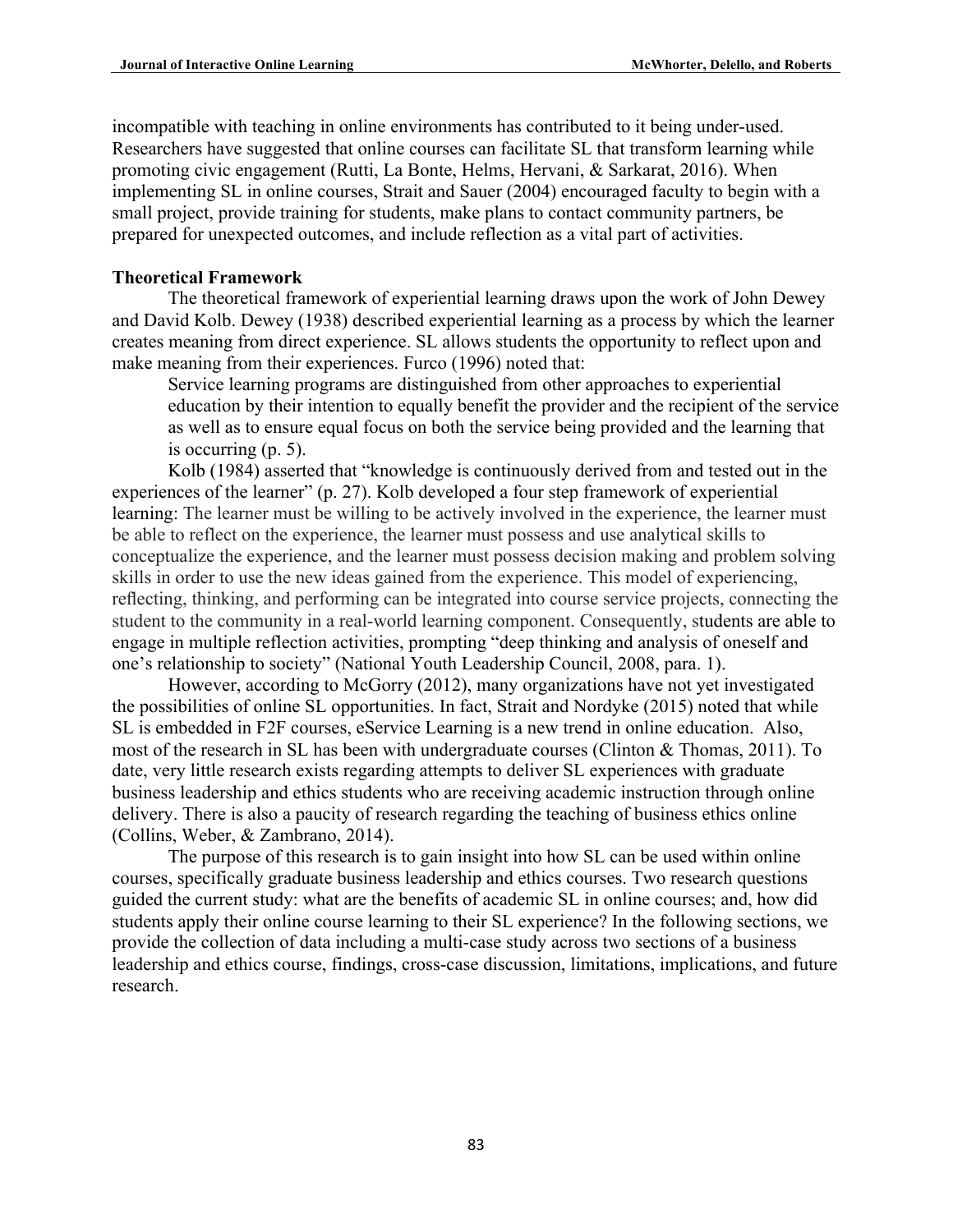incompatible with teaching in online environments has contributed to it being under-used. Researchers have suggested that online courses can facilitate SL that transform learning while promoting civic engagement (Rutti, La Bonte, Helms, Hervani, & Sarkarat, 2016). When implementing SL in online courses, Strait and Sauer (2004) encouraged faculty to begin with a small project, provide training for students, make plans to contact community partners, be prepared for unexpected outcomes, and include reflection as a vital part of activities.

**Theoretical Framework**

The theoretical framework of experiential learning draws upon the work of John Dewey and David Kolb. Dewey (1938) described experiential learning as a process by which the learner creates meaning from direct experience. SL allows students the opportunity to reflect upon and make meaning from their experiences. Furco (1996) noted that:

> Service learning programs are distinguished from other approaches to experiential education by their intention to equally benefit the provider and the recipient of the service as well as to ensure equal focus on both the service being provided and the learning that is occurring (p. 5).

Kolb (1984) asserted that "knowledge is continuously derived from and tested out in the experiences of the learner" (p. 27). Kolb developed a four step framework of experiential learning: The learner must be willing to be actively involved in the experience, the learner must be able to reflect on the experience, the learner must possess and use analytical skills to conceptualize the experience, and the learner must possess decision making and problem solving skills in order to use the new ideas gained from the experience. This model of experiencing, reflecting, thinking, and performing can be integrated into course service projects, connecting the student to the community in a real-world learning component. Consequently, students are able to engage in multiple reflection activities, prompting "deep thinking and analysis of oneself and one's relationship to society" (National Youth Leadership Council, 2008, para. 1).

However, according to McGorry (2012), many organizations have not yet investigated the possibilities of online SL opportunities. In fact, Strait and Nordyke (2015) noted that while SL is embedded in F2F courses, eService Learning is a new trend in online education. Also, most of the research in SL has been with undergraduate courses (Clinton & Thomas, 2011). To date, very little research exists regarding attempts to deliver SL experiences with graduate business leadership and ethics students who are receiving academic instruction through online delivery. There is also a paucity of research regarding the teaching of business ethics online (Collins, Weber, & Zambrano, 2014).

The purpose of this research is to gain insight into how SL can be used within online courses, specifically graduate business leadership and ethics courses. Two research questions guided the current study: what are the benefits of academic SL in online courses; and, how did students apply their online course learning to their SL experience? In the following sections, we provide the collection of data including a multi-case study across two sections of a business leadership and ethics course, findings, cross-case discussion, limitations, implications, and future research.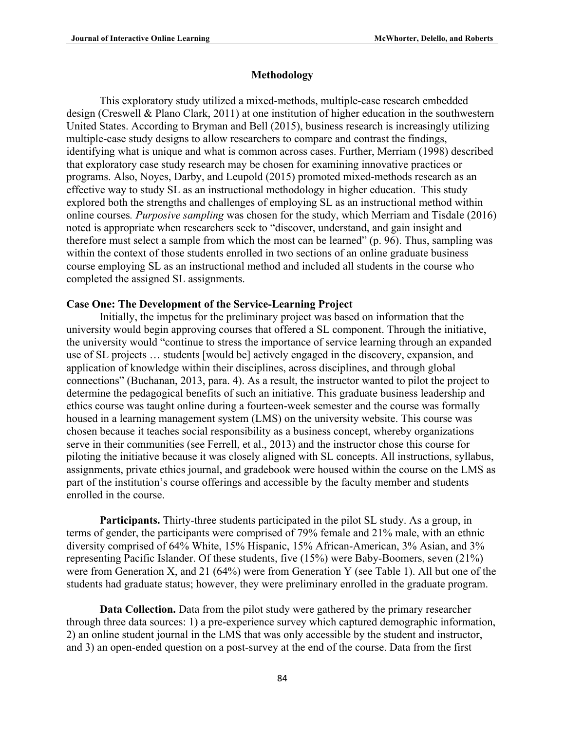## Methodology

This exploratory study utilized a mixed-methods, multiple-case research embedded design (Creswell & Plano Clark, 2011) at one institution of higher education in the southwestern United States. According to Bryman and Bell (2015), business research is increasingly utilizing multiple-case study designs to allow researchers to compare and contrast the findings, identifying what is unique and what is common across cases. Further, Merriam (1998) described that exploratory case study research may be chosen for examining innovative practices or programs. Also, Noyes, Darby, and Leupold (2015) promoted mixed-methods research as an effective way to study SL as an instructional methodology in higher education. This study explored both the strengths and challenges of employing SL as an instructional method within online courses. *Purposive sampling* was chosen for the study, which Merriam and Tisdale (2016) noted is appropriate when researchers seek to "discover, understand, and gain insight and therefore must select a sample from which the most can be learned" (p. 96). Thus, sampling was within the context of those students enrolled in two sections of an online graduate business course employing SL as an instructional method and included all students in the course who completed the assigned SL assignments.

### Case One: The Development of the Service-Learning Project

Initially, the impetus for the preliminary project was based on information that the university would begin approving courses that offered a SL component. Through the initiative, the university would "continue to stress the importance of service learning through an expanded use of SL projects … students [would be] actively engaged in the discovery, expansion, and application of knowledge within their disciplines, across disciplines, and through global connections" (Buchanan, 2013, para. 4). As a result, the instructor wanted to pilot the project to determine the pedagogical benefits of such an initiative. This graduate business leadership and ethics course was taught online during a fourteen-week semester and the course was formally housed in a learning management system (LMS) on the university website. This course was chosen because it teaches social responsibility as a business concept, whereby organizations serve in their communities (see Ferrell, et al., 2013) and the instructor chose this course for piloting the initiative because it was closely aligned with SL concepts. All instructions, syllabus, assignments, private ethics journal, and gradebook were housed within the course on the LMS as part of the institution's course offerings and accessible by the faculty member and students enrolled in the course.

**Participants.** Thirty-three students participated in the pilot SL study. As a group, in terms of gender, the participants were comprised of 79% female and 21% male, with an ethnic diversity comprised of 64% White, 15% Hispanic, 15% African-American, 3% Asian, and 3% representing Pacific Islander. Of these students, five (15%) were Baby-Boomers, seven (21%) were from Generation X, and 21 (64%) were from Generation Y (see Table 1). All but one of the students had graduate status; however, they were preliminary enrolled in the graduate program.

**Data Collection.** Data from the pilot study were gathered by the primary researcher through three data sources: 1) a pre-experience survey which captured demographic information, 2) an online student journal in the LMS that was only accessible by the student and instructor, and 3) an open-ended question on a post-survey at the end of the course. Data from the first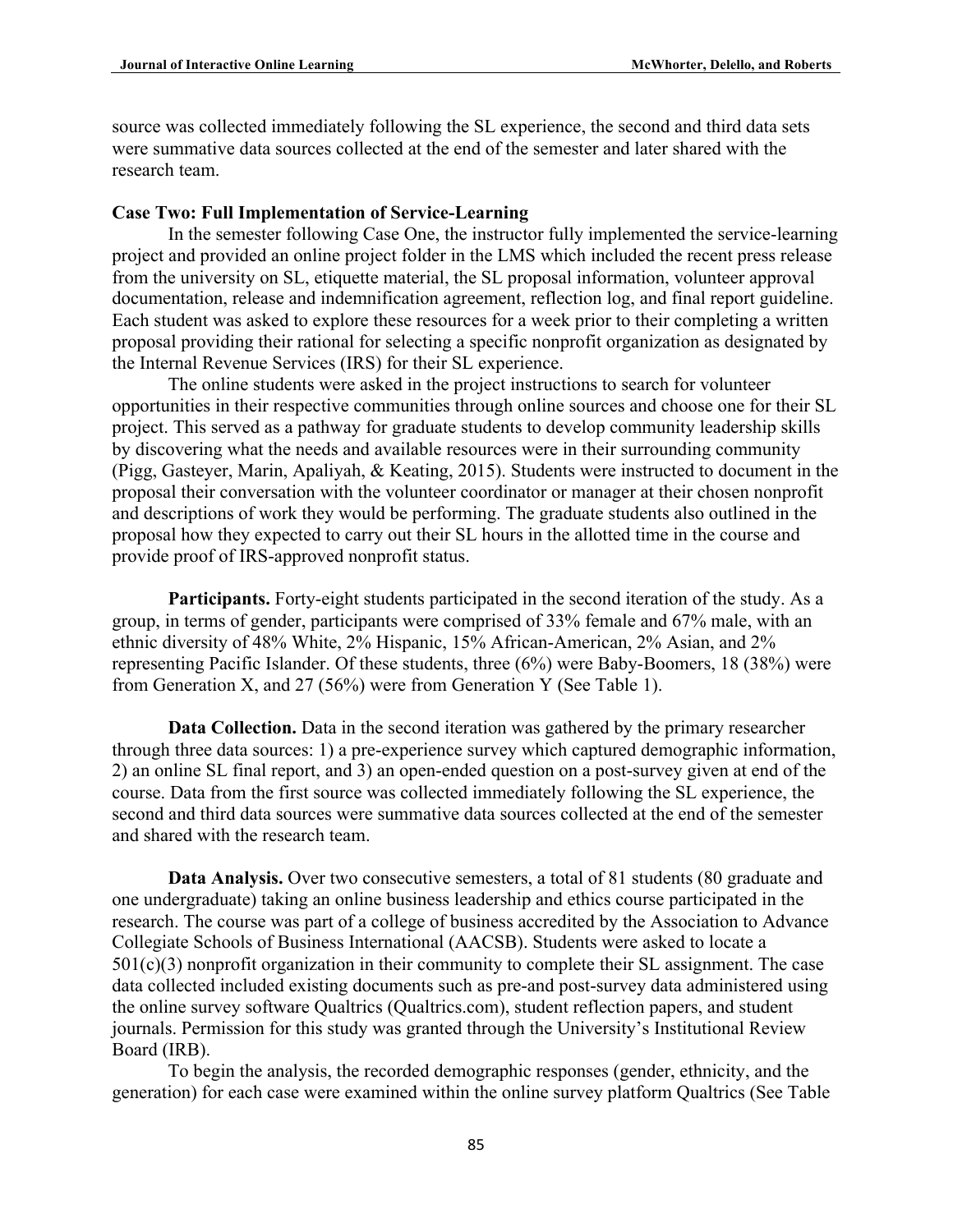source was collected immediately following the SL experience, the second and third data sets were summative data sources collected at the end of the semester and later shared with the research team.

**Case Two: Full Implementation of Service-Learning**

In the semester following Case One, the instructor fully implemented the service-learning project and provided an online project folder in the LMS which included the recent press release from the university on SL, etiquette material, the SL proposal information, volunteer approval documentation, release and indemnification agreement, reflection log, and final report guideline. Each student was asked to explore these resources for a week prior to their completing a written proposal providing their rational for selecting a specific nonprofit organization as designated by the Internal Revenue Services (IRS) for their SL experience.

The online students were asked in the project instructions to search for volunteer opportunities in their respective communities through online sources and choose one for their SL project. This served as a pathway for graduate students to develop community leadership skills by discovering what the needs and available resources were in their surrounding community (Pigg, Gasteyer, Marin, Apaliyah, & Keating, 2015). Students were instructed to document in the proposal their conversation with the volunteer coordinator or manager at their chosen nonprofit and descriptions of work they would be performing. The graduate students also outlined in the proposal how they expected to carry out their SL hours in the allotted time in the course and provide proof of IRS-approved nonprofit status.

**Participants.** Forty-eight students participated in the second iteration of the study. As a group, in terms of gender, participants were comprised of 33% female and 67% male, with an ethnic diversity of 48% White, 2% Hispanic, 15% African-American, 2% Asian, and 2% representing Pacific Islander. Of these students, three (6%) were Baby-Boomers, 18 (38%) were from Generation X, and 27 (56%) were from Generation Y (See Table 1).

**Data Collection.** Data in the second iteration was gathered by the primary researcher through three data sources: 1) a pre-experience survey which captured demographic information, 2) an online SL final report, and 3) an open-ended question on a post-survey given at end of the course. Data from the first source was collected immediately following the SL experience, the second and third data sources were summative data sources collected at the end of the semester and shared with the research team.

**Data Analysis.** Over two consecutive semesters, a total of 81 students (80 graduate and one undergraduate) taking an online business leadership and ethics course participated in the research. The course was part of a college of business accredited by the Association to Advance Collegiate Schools of Business International (AACSB). Students were asked to locate a 501(c)(3) nonprofit organization in their community to complete their SL assignment. The case data collected included existing documents such as pre-and post-survey data administered using the online survey software Qualtrics (Qualtrics.com), student reflection papers, and student journals. Permission for this study was granted through the University's Institutional Review Board (IRB).

To begin the analysis, the recorded demographic responses (gender, ethnicity, and the generation) for each case were examined within the online survey platform Qualtrics (See Table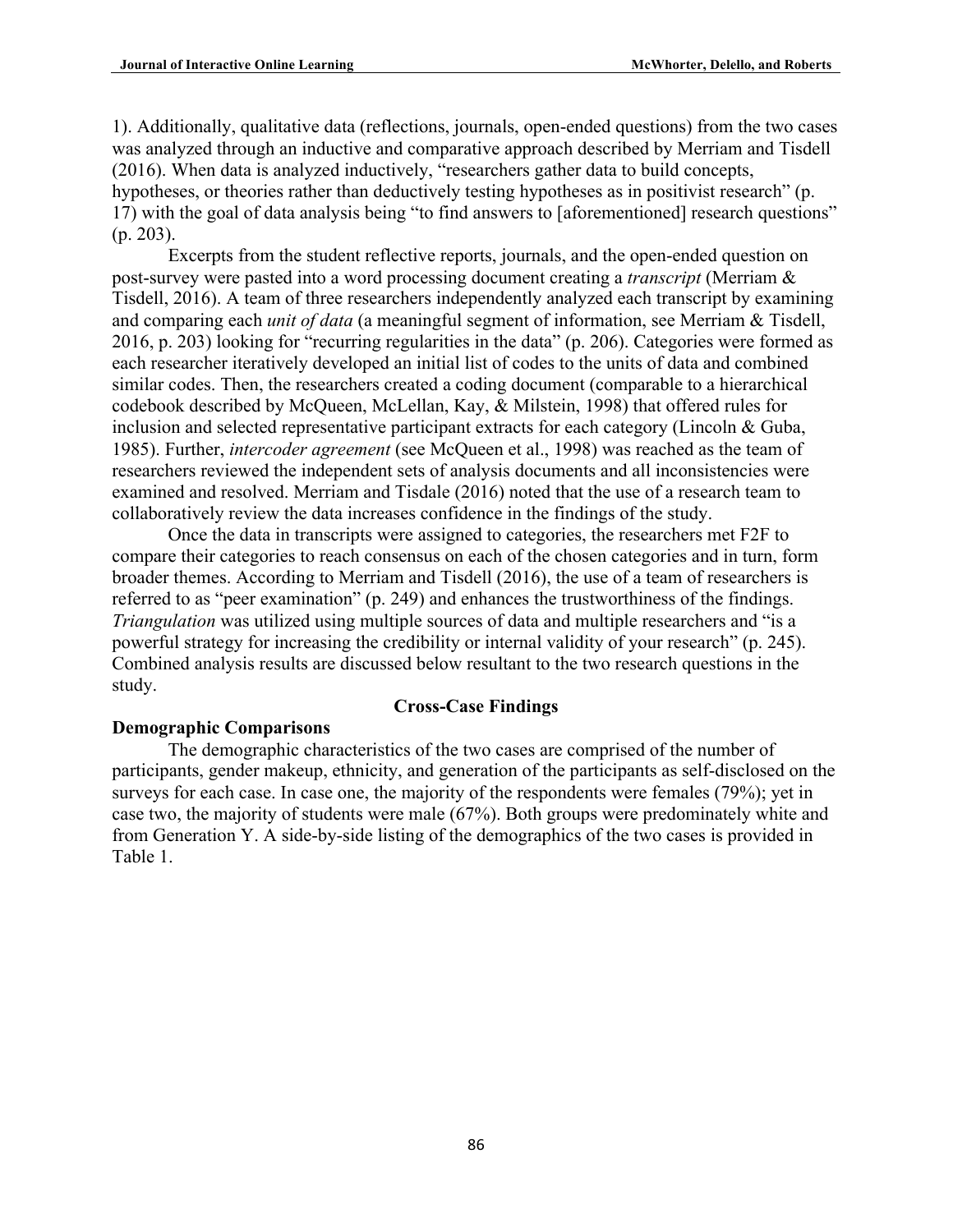1). Additionally, qualitative data (reflections, journals, open-ended questions) from the two cases was analyzed through an inductive and comparative approach described by Merriam and Tisdell (2016). When data is analyzed inductively, "researchers gather data to build concepts, hypotheses, or theories rather than deductively testing hypotheses as in positivist research" (p. 17) with the goal of data analysis being "to find answers to [aforementioned] research questions" (p. 203).

Excerpts from the student reflective reports, journals, and the open-ended question on post-survey were pasted into a word processing document creating a *transcript* (Merriam & Tisdell, 2016). A team of three researchers independently analyzed each transcript by examining and comparing each *unit of data* (a meaningful segment of information, see Merriam & Tisdell, 2016, p. 203) looking for "recurring regularities in the data" (p. 206). Categories were formed as each researcher iteratively developed an initial list of codes to the units of data and combined similar codes. Then, the researchers created a coding document (comparable to a hierarchical codebook described by McQueen, McLellan, Kay, & Milstein, 1998) that offered rules for inclusion and selected representative participant extracts for each category (Lincoln & Guba, 1985). Further, *intercoder agreement* (see McQueen et al., 1998) was reached as the team of researchers reviewed the independent sets of analysis documents and all inconsistencies were examined and resolved. Merriam and Tisdale (2016) noted that the use of a research team to collaboratively review the data increases confidence in the findings of the study.

Once the data in transcripts were assigned to categories, the researchers met F2F to compare their categories to reach consensus on each of the chosen categories and in turn, form broader themes. According to Merriam and Tisdell (2016), the use of a team of researchers is referred to as "peer examination" (p. 249) and enhances the trustworthiness of the findings. *Triangulation* was utilized using multiple sources of data and multiple researchers and "is a powerful strategy for increasing the credibility or internal validity of your research" (p. 245). Combined analysis results are discussed below resultant to the two research questions in the study.

## Cross-Case Findings

### Demographic Comparisons

The demographic characteristics of the two cases are comprised of the number of participants, gender makeup, ethnicity, and generation of the participants as self-disclosed on the surveys for each case. In case one, the majority of the respondents were females (79%); yet in case two, the majority of students were male (67%). Both groups were predominately white and from Generation Y. A side-by-side listing of the demographics of the two cases is provided in Table 1.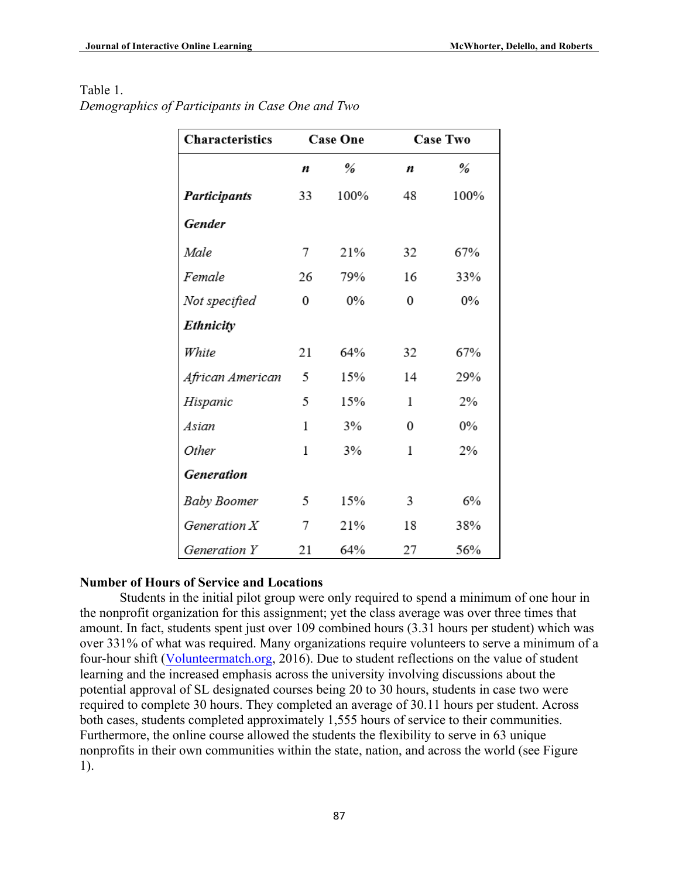Table 1.
*Demographics of Participants in Case One and Two*

| Characteristics | Case One | | Case Two | |
|---|---|---|---|---|
| | *n* | *%* | *n* | *%* |
| ***Participants*** | 33 | 100% | 48 | 100% |
| ***Gender*** | | | | |
| *Male* | 7 | 21% | 32 | 67% |
| *Female* | 26 | 79% | 16 | 33% |
| *Not specified* | 0 | 0% | 0 | 0% |
| ***Ethnicity*** | | | | |
| *White* | 21 | 64% | 32 | 67% |
| *African American* | 5 | 15% | 14 | 29% |
| *Hispanic* | 5 | 15% | 1 | 2% |
| *Asian* | 1 | 3% | 0 | 0% |
| *Other* | 1 | 3% | 1 | 2% |
| ***Generation*** | | | | |
| *Baby Boomer* | 5 | 15% | 3 | 6% |
| *Generation X* | 7 | 21% | 18 | 38% |
| *Generation Y* | 21 | 64% | 27 | 56% |

**Number of Hours of Service and Locations**

Students in the initial pilot group were only required to spend a minimum of one hour in the nonprofit organization for this assignment; yet the class average was over three times that amount. In fact, students spent just over 109 combined hours (3.31 hours per student) which was over 331% of what was required. Many organizations require volunteers to serve a minimum of a four-hour shift (Volunteermatch.org, 2016). Due to student reflections on the value of student learning and the increased emphasis across the university involving discussions about the potential approval of SL designated courses being 20 to 30 hours, students in case two were required to complete 30 hours. They completed an average of 30.11 hours per student. Across both cases, students completed approximately 1,555 hours of service to their communities. Furthermore, the online course allowed the students the flexibility to serve in 63 unique nonprofits in their own communities within the state, nation, and across the world (see Figure 1).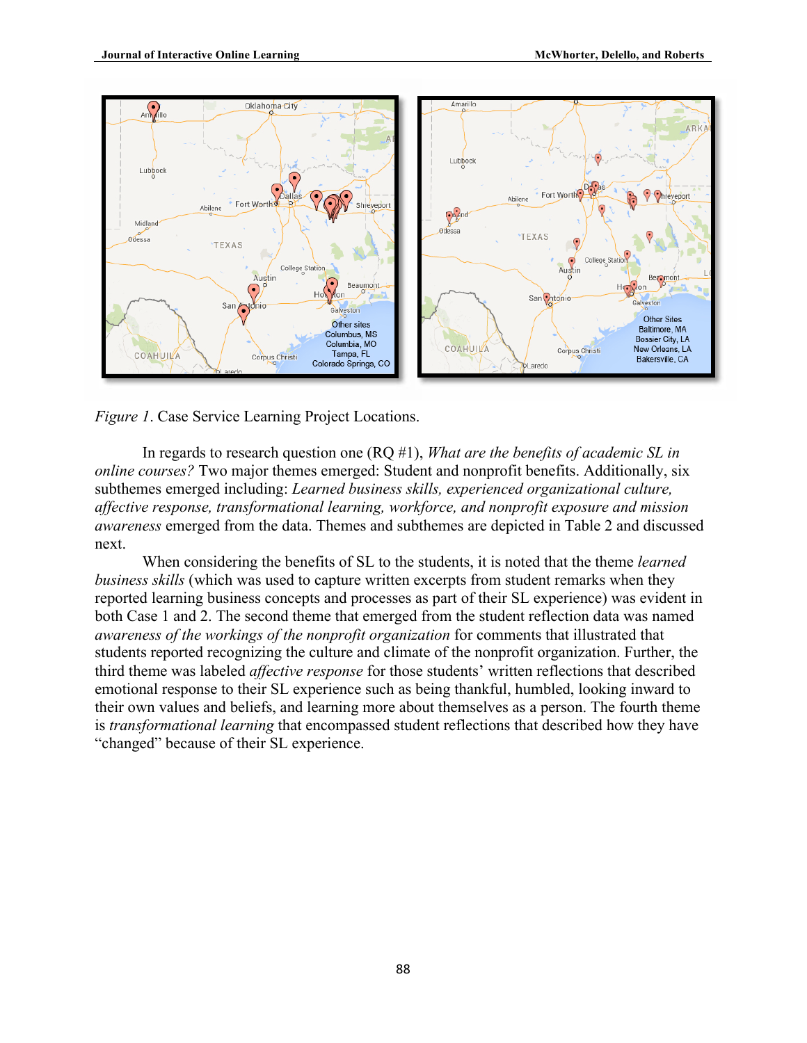*Figure 1*. Case Service Learning Project Locations.

In regards to research question one (RQ #1), *What are the benefits of academic SL in online courses?* Two major themes emerged: Student and nonprofit benefits. Additionally, six subthemes emerged including: *Learned business skills, experienced organizational culture, affective response, transformational learning, workforce, and nonprofit exposure and mission awareness* emerged from the data. Themes and subthemes are depicted in Table 2 and discussed next.

When considering the benefits of SL to the students, it is noted that the theme *learned business skills* (which was used to capture written excerpts from student remarks when they reported learning business concepts and processes as part of their SL experience) was evident in both Case 1 and 2. The second theme that emerged from the student reflection data was named *awareness of the workings of the nonprofit organization* for comments that illustrated that students reported recognizing the culture and climate of the nonprofit organization. Further, the third theme was labeled *affective response* for those students' written reflections that described emotional response to their SL experience such as being thankful, humbled, looking inward to their own values and beliefs, and learning more about themselves as a person. The fourth theme is *transformational learning* that encompassed student reflections that described how they have "changed" because of their SL experience.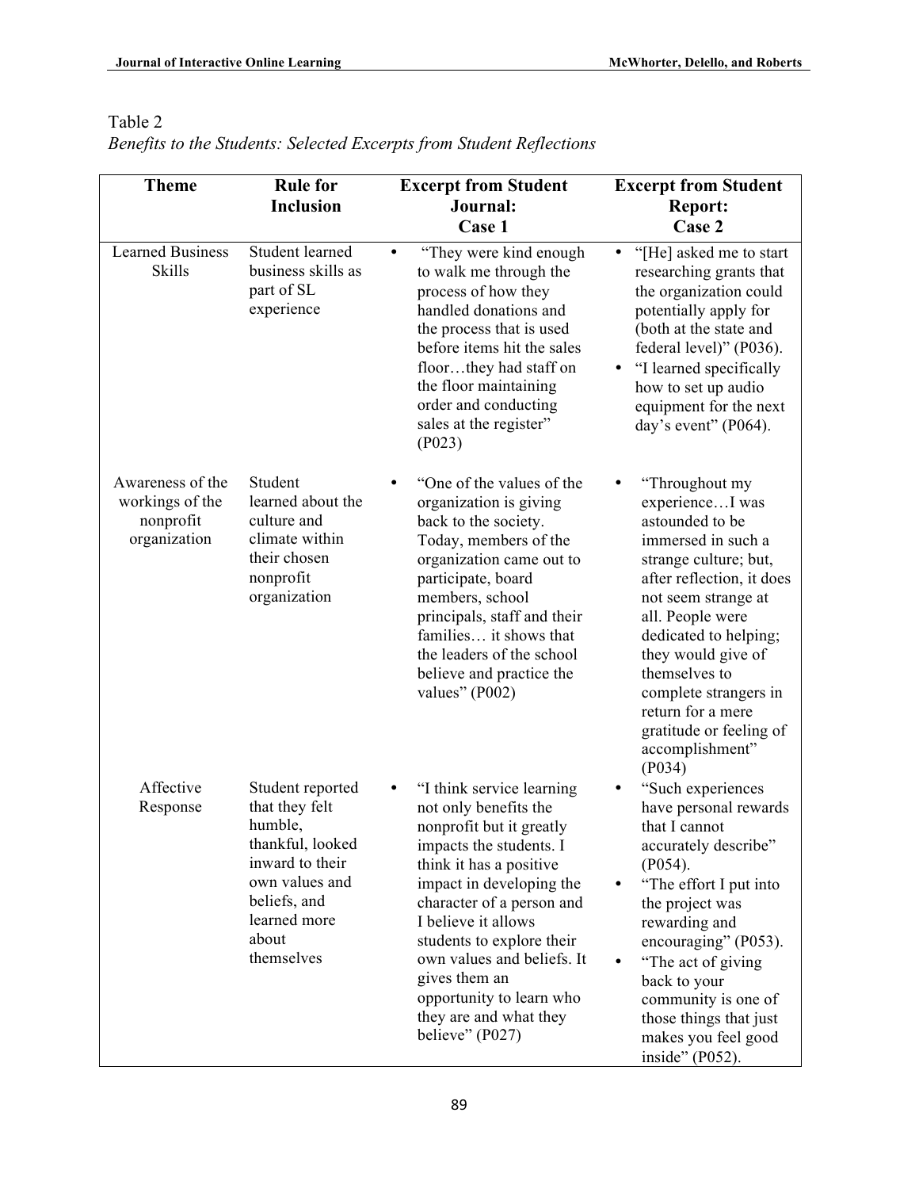Table 2
*Benefits to the Students: Selected Excerpts from Student Reflections*

| Theme | Rule for Inclusion | Excerpt from Student Journal: Case 1 | Excerpt from Student Report: Case 2 |
|---|---|---|---|
| Learned Business Skills | Student learned business skills as part of SL experience | • "They were kind enough to walk me through the process of how they handled donations and the process that is used before items hit the sales floor…they had staff on the floor maintaining order and conducting sales at the register" (P023) | • "[He] asked me to start researching grants that the organization could potentially apply for (both at the state and federal level)" (P036). • "I learned specifically how to set up audio equipment for the next day's event" (P064). |
| Awareness of the workings of the nonprofit organization | Student learned about the culture and climate within their chosen nonprofit organization | • "One of the values of the organization is giving back to the society. Today, members of the organization came out to participate, board members, school principals, staff and their families… it shows that the leaders of the school believe and practice the values" (P002) | • "Throughout my experience…I was astounded to be immersed in such a strange culture; but, after reflection, it does not seem strange at all. People were dedicated to helping; they would give of themselves to complete strangers in return for a mere gratitude or feeling of accomplishment" (P034) |
| Affective Response | Student reported that they felt humble, thankful, looked inward to their own values and beliefs, and learned more about themselves | • "I think service learning not only benefits the nonprofit but it greatly impacts the students. I think it has a positive impact in developing the character of a person and I believe it allows students to explore their own values and beliefs. It gives them an opportunity to learn who they are and what they believe" (P027) | • "Such experiences have personal rewards that I cannot accurately describe" (P054). • "The effort I put into the project was rewarding and encouraging" (P053). • "The act of giving back to your community is one of those things that just makes you feel good inside" (P052). |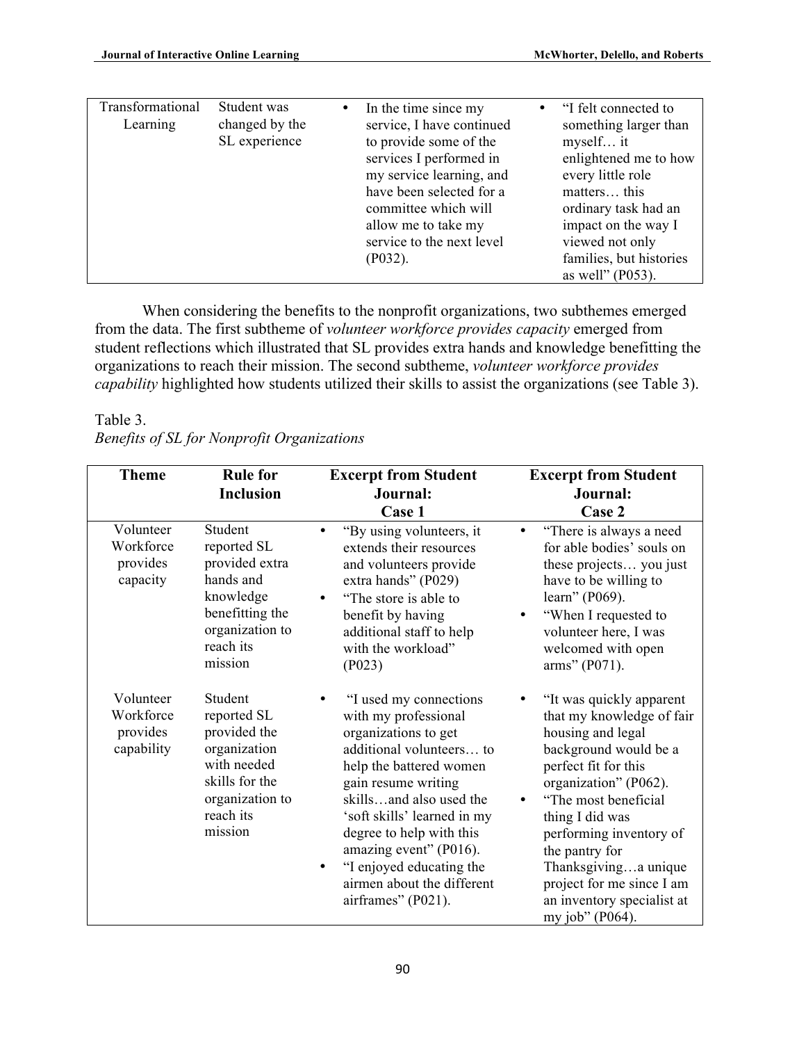| Transformational Learning | Student was changed by the SL experience | • In the time since my service, I have continued to provide some of the services I performed in my service learning, and have been selected for a committee which will allow me to take my service to the next level (P032). | • "I felt connected to something larger than myself… it enlightened me to how every little role matters… this ordinary task had an impact on the way I viewed not only families, but histories as well" (P053). |
|---|---|---|---|

When considering the benefits to the nonprofit organizations, two subthemes emerged from the data. The first subtheme of *volunteer workforce provides capacity* emerged from student reflections which illustrated that SL provides extra hands and knowledge benefitting the organizations to reach their mission. The second subtheme, *volunteer workforce provides capability* highlighted how students utilized their skills to assist the organizations (see Table 3).

Table 3.
*Benefits of SL for Nonprofit Organizations*

| Theme | Rule for Inclusion | Excerpt from Student Journal: Case 1 | Excerpt from Student Journal: Case 2 |
|---|---|---|---|
| Volunteer Workforce provides capacity | Student reported SL provided extra hands and knowledge benefitting the organization to reach its mission | • "By using volunteers, it extends their resources and volunteers provide extra hands" (P029)<br>• "The store is able to benefit by having additional staff to help with the workload" (P023) | • "There is always a need for able bodies' souls on these projects… you just have to be willing to learn" (P069).<br>• "When I requested to volunteer here, I was welcomed with open arms" (P071). |
| Volunteer Workforce provides capability | Student reported SL provided the organization with needed skills for the organization to reach its mission | • "I used my connections with my professional organizations to get additional volunteers… to help the battered women gain resume writing skills…and also used the 'soft skills' learned in my degree to help with this amazing event" (P016).<br>• "I enjoyed educating the airmen about the different airframes" (P021). | • "It was quickly apparent that my knowledge of fair housing and legal background would be a perfect fit for this organization" (P062).<br>• "The most beneficial thing I did was performing inventory of the pantry for Thanksgiving…a unique project for me since I am an inventory specialist at my job" (P064). |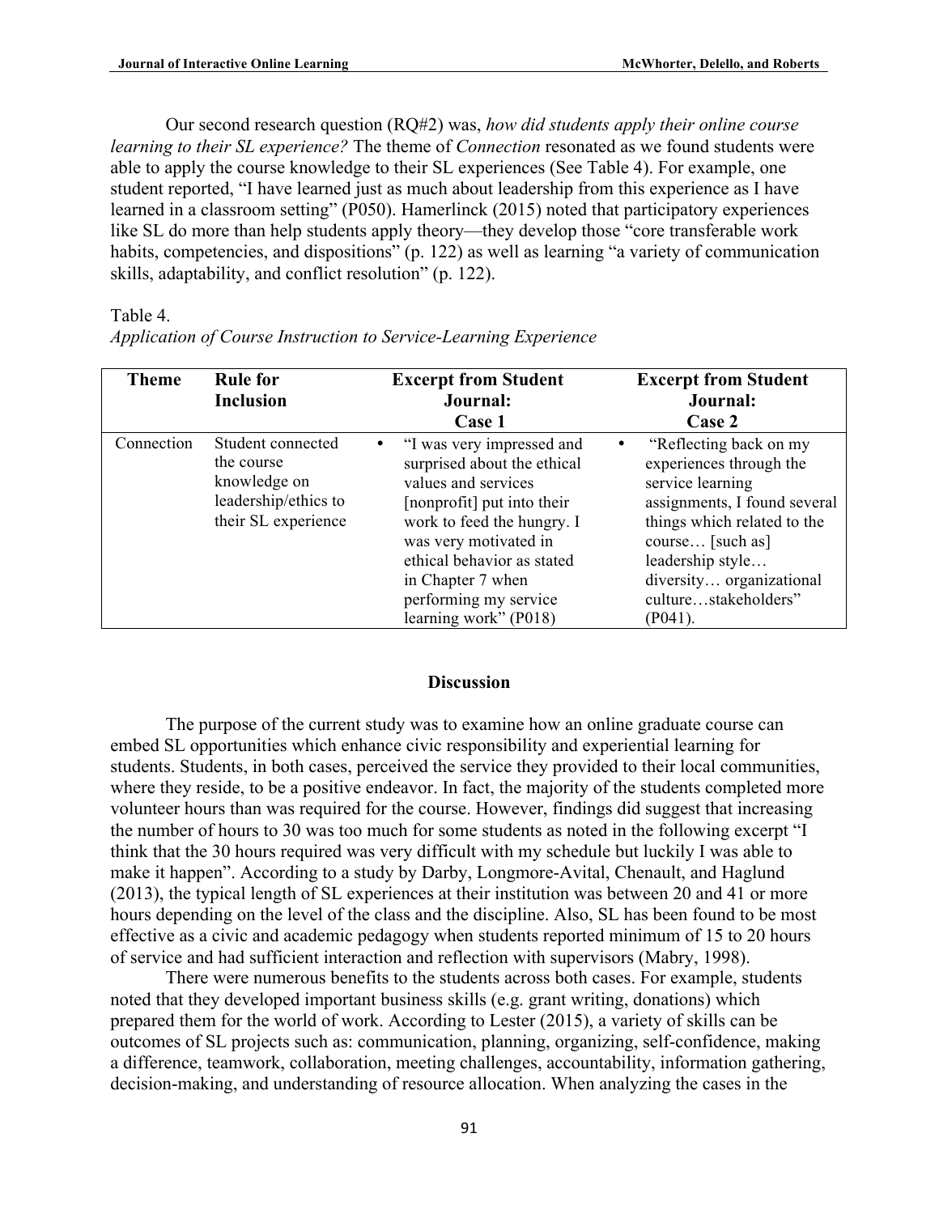Our second research question (RQ#2) was, *how did students apply their online course learning to their SL experience?* The theme of *Connection* resonated as we found students were able to apply the course knowledge to their SL experiences (See Table 4). For example, one student reported, "I have learned just as much about leadership from this experience as I have learned in a classroom setting" (P050). Hamerlinck (2015) noted that participatory experiences like SL do more than help students apply theory—they develop those "core transferable work habits, competencies, and dispositions" (p. 122) as well as learning "a variety of communication skills, adaptability, and conflict resolution" (p. 122).

Table 4.
*Application of Course Instruction to Service-Learning Experience*

| Theme | Rule for Inclusion | Excerpt from Student Journal: Case 1 | Excerpt from Student Journal: Case 2 |
| --- | --- | --- | --- |
| Connection | Student connected the course knowledge on leadership/ethics to their SL experience | • "I was very impressed and surprised about the ethical values and services [nonprofit] put into their work to feed the hungry. I was very motivated in ethical behavior as stated in Chapter 7 when performing my service learning work" (P018) | • "Reflecting back on my experiences through the service learning assignments, I found several things which related to the course… [such as] leadership style… diversity… organizational culture…stakeholders" (P041). |

## Discussion

The purpose of the current study was to examine how an online graduate course can embed SL opportunities which enhance civic responsibility and experiential learning for students. Students, in both cases, perceived the service they provided to their local communities, where they reside, to be a positive endeavor. In fact, the majority of the students completed more volunteer hours than was required for the course. However, findings did suggest that increasing the number of hours to 30 was too much for some students as noted in the following excerpt "I think that the 30 hours required was very difficult with my schedule but luckily I was able to make it happen". According to a study by Darby, Longmore-Avital, Chenault, and Haglund (2013), the typical length of SL experiences at their institution was between 20 and 41 or more hours depending on the level of the class and the discipline. Also, SL has been found to be most effective as a civic and academic pedagogy when students reported minimum of 15 to 20 hours of service and had sufficient interaction and reflection with supervisors (Mabry, 1998).

There were numerous benefits to the students across both cases. For example, students noted that they developed important business skills (e.g. grant writing, donations) which prepared them for the world of work. According to Lester (2015), a variety of skills can be outcomes of SL projects such as: communication, planning, organizing, self-confidence, making a difference, teamwork, collaboration, meeting challenges, accountability, information gathering, decision-making, and understanding of resource allocation. When analyzing the cases in the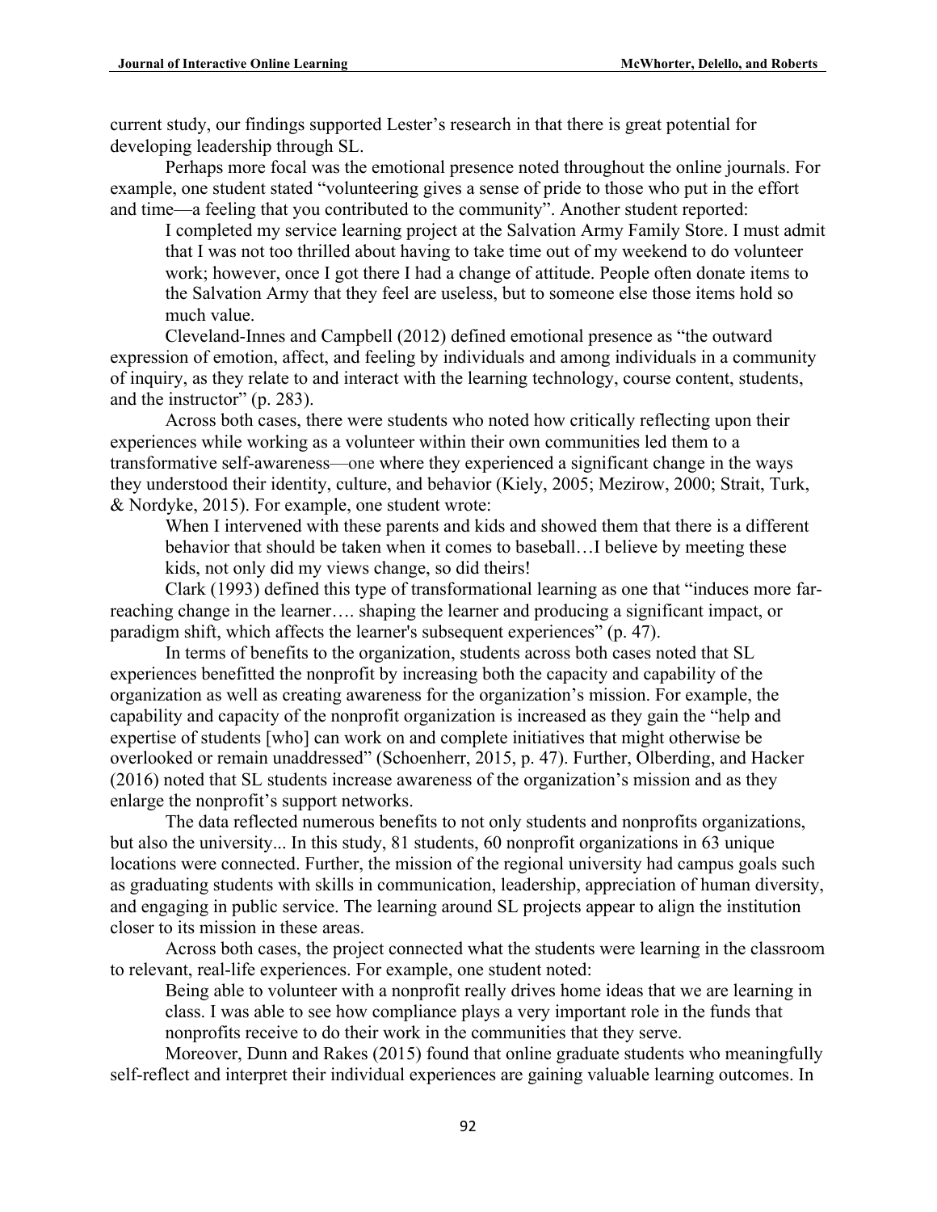current study, our findings supported Lester's research in that there is great potential for developing leadership through SL.

Perhaps more focal was the emotional presence noted throughout the online journals. For example, one student stated "volunteering gives a sense of pride to those who put in the effort and time—a feeling that you contributed to the community". Another student reported:

> I completed my service learning project at the Salvation Army Family Store. I must admit that I was not too thrilled about having to take time out of my weekend to do volunteer work; however, once I got there I had a change of attitude. People often donate items to the Salvation Army that they feel are useless, but to someone else those items hold so much value.

Cleveland-Innes and Campbell (2012) defined emotional presence as "the outward expression of emotion, affect, and feeling by individuals and among individuals in a community of inquiry, as they relate to and interact with the learning technology, course content, students, and the instructor" (p. 283).

Across both cases, there were students who noted how critically reflecting upon their experiences while working as a volunteer within their own communities led them to a transformative self-awareness—one where they experienced a significant change in the ways they understood their identity, culture, and behavior (Kiely, 2005; Mezirow, 2000; Strait, Turk, & Nordyke, 2015). For example, one student wrote:

> When I intervened with these parents and kids and showed them that there is a different behavior that should be taken when it comes to baseball…I believe by meeting these kids, not only did my views change, so did theirs!

Clark (1993) defined this type of transformational learning as one that "induces more far-reaching change in the learner…. shaping the learner and producing a significant impact, or paradigm shift, which affects the learner's subsequent experiences" (p. 47).

In terms of benefits to the organization, students across both cases noted that SL experiences benefitted the nonprofit by increasing both the capacity and capability of the organization as well as creating awareness for the organization's mission. For example, the capability and capacity of the nonprofit organization is increased as they gain the "help and expertise of students [who] can work on and complete initiatives that might otherwise be overlooked or remain unaddressed" (Schoenherr, 2015, p. 47). Further, Olberding, and Hacker (2016) noted that SL students increase awareness of the organization's mission and as they enlarge the nonprofit's support networks.

The data reflected numerous benefits to not only students and nonprofits organizations, but also the university... In this study, 81 students, 60 nonprofit organizations in 63 unique locations were connected. Further, the mission of the regional university had campus goals such as graduating students with skills in communication, leadership, appreciation of human diversity, and engaging in public service. The learning around SL projects appear to align the institution closer to its mission in these areas.

Across both cases, the project connected what the students were learning in the classroom to relevant, real-life experiences. For example, one student noted:

> Being able to volunteer with a nonprofit really drives home ideas that we are learning in class. I was able to see how compliance plays a very important role in the funds that nonprofits receive to do their work in the communities that they serve.

Moreover, Dunn and Rakes (2015) found that online graduate students who meaningfully self-reflect and interpret their individual experiences are gaining valuable learning outcomes. In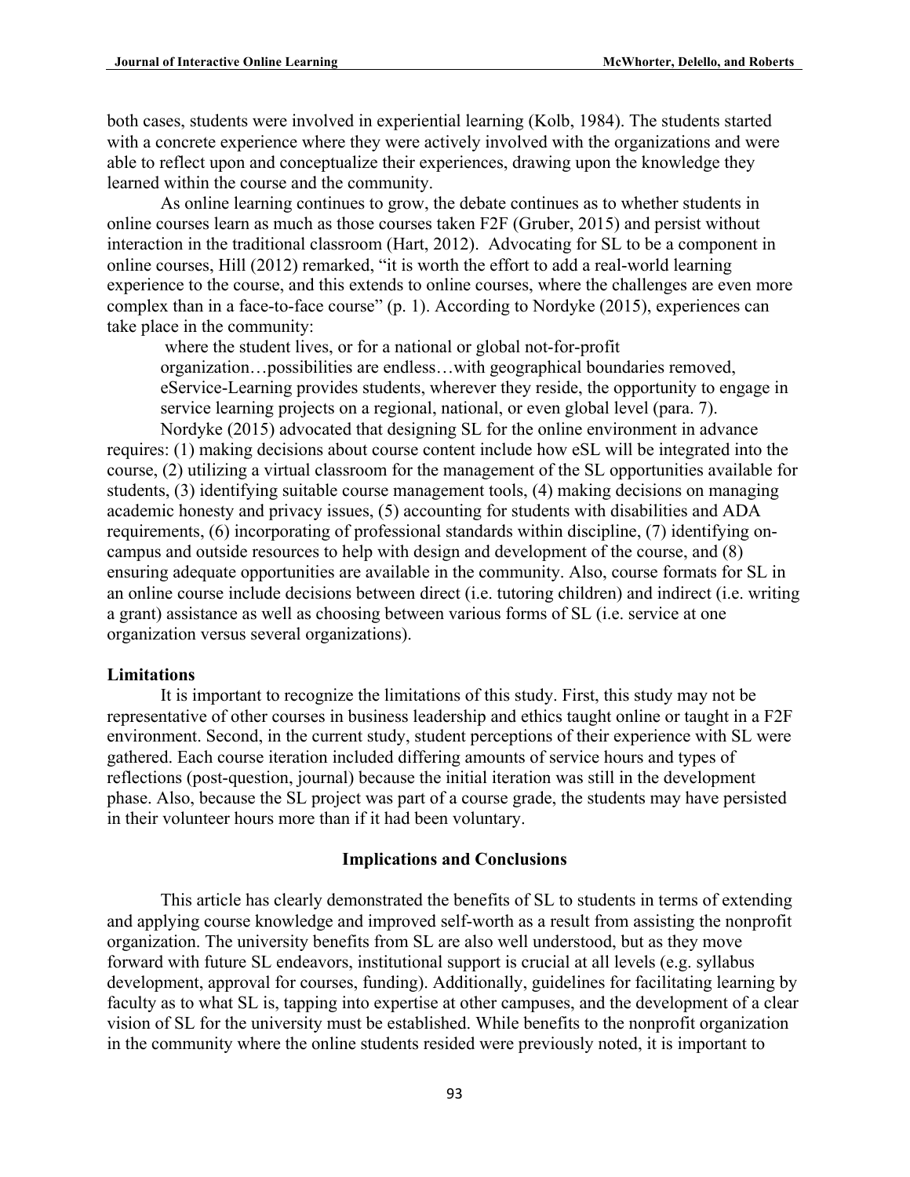both cases, students were involved in experiential learning (Kolb, 1984). The students started with a concrete experience where they were actively involved with the organizations and were able to reflect upon and conceptualize their experiences, drawing upon the knowledge they learned within the course and the community.

As online learning continues to grow, the debate continues as to whether students in online courses learn as much as those courses taken F2F (Gruber, 2015) and persist without interaction in the traditional classroom (Hart, 2012). Advocating for SL to be a component in online courses, Hill (2012) remarked, "it is worth the effort to add a real-world learning experience to the course, and this extends to online courses, where the challenges are even more complex than in a face-to-face course" (p. 1). According to Nordyke (2015), experiences can take place in the community:

> where the student lives, or for a national or global not-for-profit organization…possibilities are endless…with geographical boundaries removed, eService-Learning provides students, wherever they reside, the opportunity to engage in service learning projects on a regional, national, or even global level (para. 7).

Nordyke (2015) advocated that designing SL for the online environment in advance requires: (1) making decisions about course content include how eSL will be integrated into the course, (2) utilizing a virtual classroom for the management of the SL opportunities available for students, (3) identifying suitable course management tools, (4) making decisions on managing academic honesty and privacy issues, (5) accounting for students with disabilities and ADA requirements, (6) incorporating of professional standards within discipline, (7) identifying on-campus and outside resources to help with design and development of the course, and (8) ensuring adequate opportunities are available in the community. Also, course formats for SL in an online course include decisions between direct (i.e. tutoring children) and indirect (i.e. writing a grant) assistance as well as choosing between various forms of SL (i.e. service at one organization versus several organizations).

### Limitations

It is important to recognize the limitations of this study. First, this study may not be representative of other courses in business leadership and ethics taught online or taught in a F2F environment. Second, in the current study, student perceptions of their experience with SL were gathered. Each course iteration included differing amounts of service hours and types of reflections (post-question, journal) because the initial iteration was still in the development phase. Also, because the SL project was part of a course grade, the students may have persisted in their volunteer hours more than if it had been voluntary.

## Implications and Conclusions

This article has clearly demonstrated the benefits of SL to students in terms of extending and applying course knowledge and improved self-worth as a result from assisting the nonprofit organization. The university benefits from SL are also well understood, but as they move forward with future SL endeavors, institutional support is crucial at all levels (e.g. syllabus development, approval for courses, funding). Additionally, guidelines for facilitating learning by faculty as to what SL is, tapping into expertise at other campuses, and the development of a clear vision of SL for the university must be established. While benefits to the nonprofit organization in the community where the online students resided were previously noted, it is important to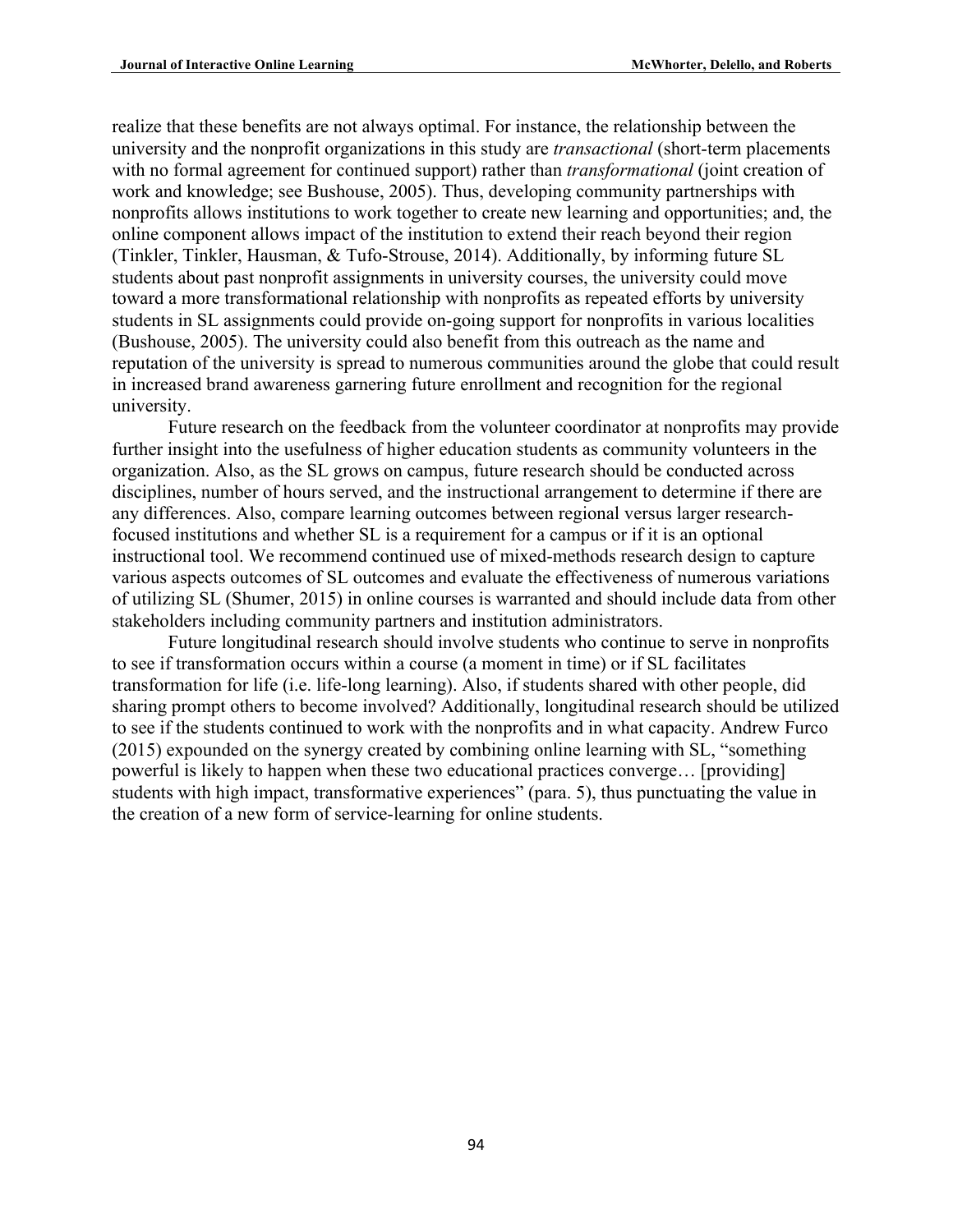realize that these benefits are not always optimal. For instance, the relationship between the university and the nonprofit organizations in this study are *transactional* (short-term placements with no formal agreement for continued support) rather than *transformational* (joint creation of work and knowledge; see Bushouse, 2005). Thus, developing community partnerships with nonprofits allows institutions to work together to create new learning and opportunities; and, the online component allows impact of the institution to extend their reach beyond their region (Tinkler, Tinkler, Hausman, & Tufo-Strouse, 2014). Additionally, by informing future SL students about past nonprofit assignments in university courses, the university could move toward a more transformational relationship with nonprofits as repeated efforts by university students in SL assignments could provide on-going support for nonprofits in various localities (Bushouse, 2005). The university could also benefit from this outreach as the name and reputation of the university is spread to numerous communities around the globe that could result in increased brand awareness garnering future enrollment and recognition for the regional university.

Future research on the feedback from the volunteer coordinator at nonprofits may provide further insight into the usefulness of higher education students as community volunteers in the organization. Also, as the SL grows on campus, future research should be conducted across disciplines, number of hours served, and the instructional arrangement to determine if there are any differences. Also, compare learning outcomes between regional versus larger research-focused institutions and whether SL is a requirement for a campus or if it is an optional instructional tool. We recommend continued use of mixed-methods research design to capture various aspects outcomes of SL outcomes and evaluate the effectiveness of numerous variations of utilizing SL (Shumer, 2015) in online courses is warranted and should include data from other stakeholders including community partners and institution administrators.

Future longitudinal research should involve students who continue to serve in nonprofits to see if transformation occurs within a course (a moment in time) or if SL facilitates transformation for life (i.e. life-long learning). Also, if students shared with other people, did sharing prompt others to become involved? Additionally, longitudinal research should be utilized to see if the students continued to work with the nonprofits and in what capacity. Andrew Furco (2015) expounded on the synergy created by combining online learning with SL, "something powerful is likely to happen when these two educational practices converge… [providing] students with high impact, transformative experiences" (para. 5), thus punctuating the value in the creation of a new form of service-learning for online students.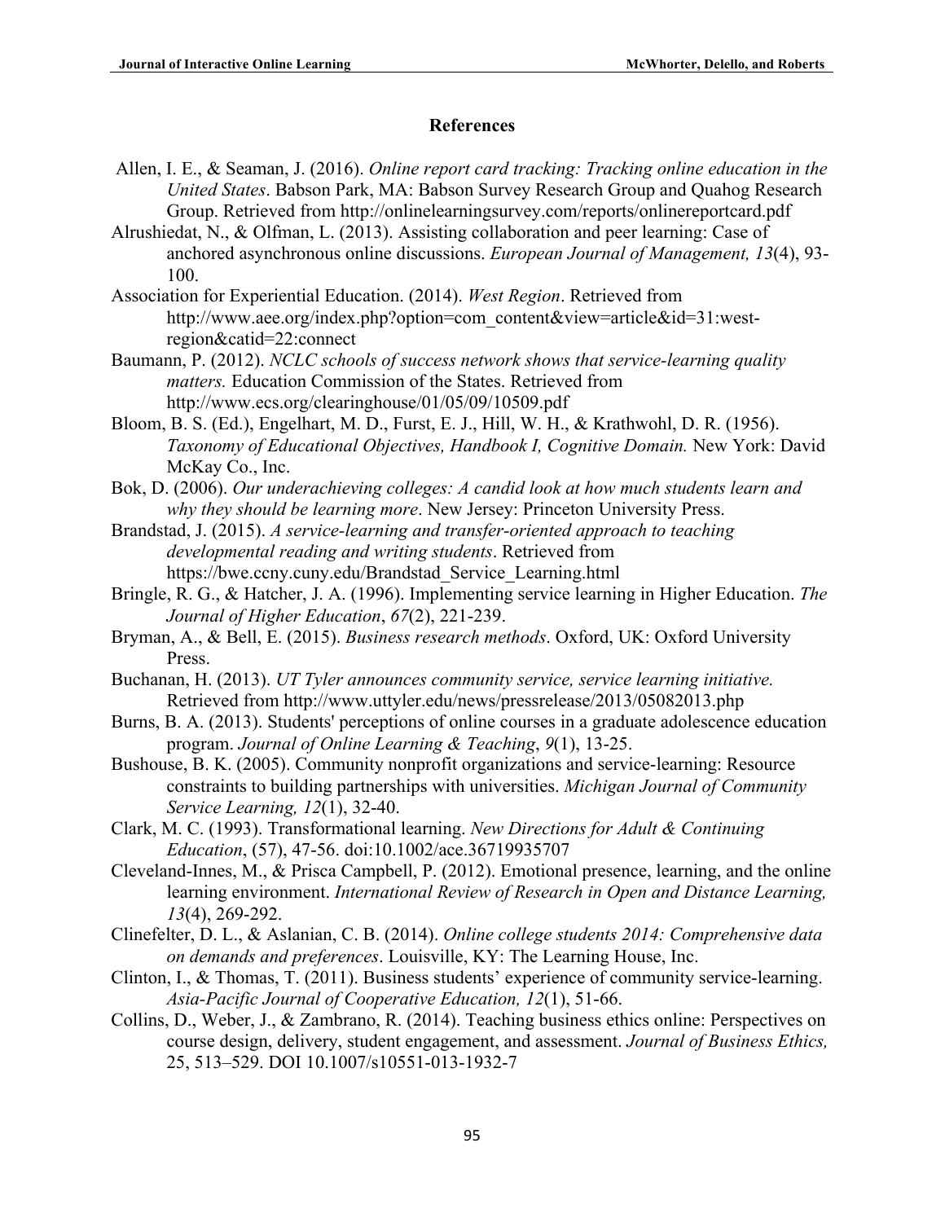## References

Allen, I. E., & Seaman, J. (2016). *Online report card tracking: Tracking online education in the United States*. Babson Park, MA: Babson Survey Research Group and Quahog Research Group. Retrieved from http://onlinelearningsurvey.com/reports/onlinereportcard.pdf

Alrushiedat, N., & Olfman, L. (2013). Assisting collaboration and peer learning: Case of anchored asynchronous online discussions. *European Journal of Management, 13*(4), 93-100.

Association for Experiential Education. (2014). *West Region*. Retrieved from http://www.aee.org/index.php?option=com_content&view=article&id=31:west-region&catid=22:connect

Baumann, P. (2012). *NCLC schools of success network shows that service-learning quality matters.* Education Commission of the States. Retrieved from http://www.ecs.org/clearinghouse/01/05/09/10509.pdf

Bloom, B. S. (Ed.), Engelhart, M. D., Furst, E. J., Hill, W. H., & Krathwohl, D. R. (1956). *Taxonomy of Educational Objectives, Handbook I, Cognitive Domain.* New York: David McKay Co., Inc.

Bok, D. (2006). *Our underachieving colleges: A candid look at how much students learn and why they should be learning more*. New Jersey: Princeton University Press.

Brandstad, J. (2015). *A service-learning and transfer-oriented approach to teaching developmental reading and writing students*. Retrieved from https://bwe.ccny.cuny.edu/Brandstad_Service_Learning.html

Bringle, R. G., & Hatcher, J. A. (1996). Implementing service learning in Higher Education. *The Journal of Higher Education*, *67*(2), 221-239.

Bryman, A., & Bell, E. (2015). *Business research methods*. Oxford, UK: Oxford University Press.

Buchanan, H. (2013). *UT Tyler announces community service, service learning initiative.* Retrieved from http://www.uttyler.edu/news/pressrelease/2013/05082013.php

Burns, B. A. (2013). Students' perceptions of online courses in a graduate adolescence education program. *Journal of Online Learning & Teaching*, *9*(1), 13-25.

Bushouse, B. K. (2005). Community nonprofit organizations and service-learning: Resource constraints to building partnerships with universities. *Michigan Journal of Community Service Learning, 12*(1), 32-40.

Clark, M. C. (1993). Transformational learning. *New Directions for Adult & Continuing Education*, (57), 47-56. doi:10.1002/ace.36719935707

Cleveland-Innes, M., & Prisca Campbell, P. (2012). Emotional presence, learning, and the online learning environment. *International Review of Research in Open and Distance Learning, 13*(4), 269-292.

Clinefelter, D. L., & Aslanian, C. B. (2014). *Online college students 2014: Comprehensive data on demands and preferences*. Louisville, KY: The Learning House, Inc.

Clinton, I., & Thomas, T. (2011). Business students' experience of community service-learning. *Asia-Pacific Journal of Cooperative Education, 12*(1), 51-66.

Collins, D., Weber, J., & Zambrano, R. (2014). Teaching business ethics online: Perspectives on course design, delivery, student engagement, and assessment. *Journal of Business Ethics,* 25, 513–529. DOI 10.1007/s10551-013-1932-7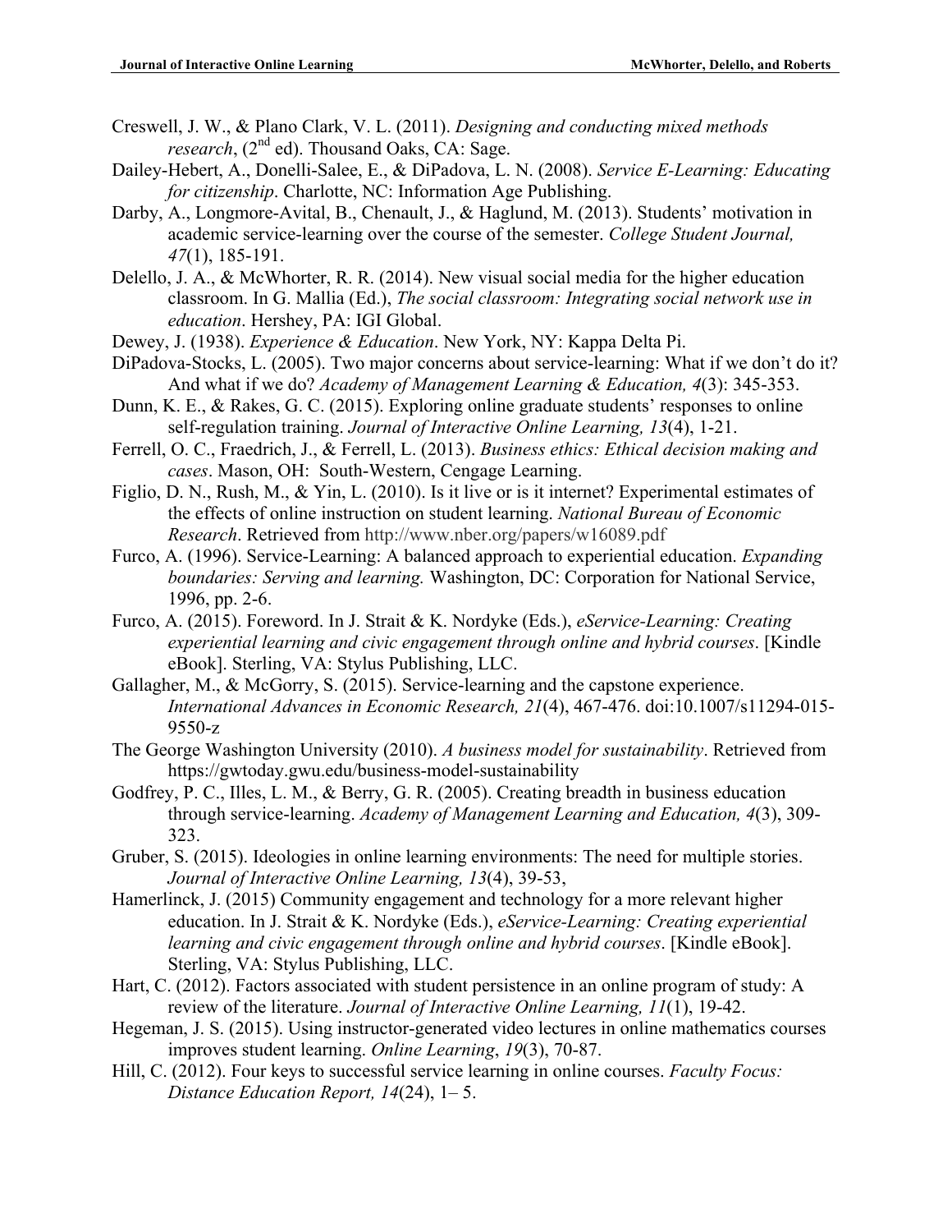Creswell, J. W., & Plano Clark, V. L. (2011). *Designing and conducting mixed methods research*, (2nd ed). Thousand Oaks, CA: Sage.

Dailey-Hebert, A., Donelli-Salee, E., & DiPadova, L. N. (2008). *Service E-Learning: Educating for citizenship*. Charlotte, NC: Information Age Publishing.

Darby, A., Longmore-Avital, B., Chenault, J., & Haglund, M. (2013). Students' motivation in academic service-learning over the course of the semester. *College Student Journal, 47*(1), 185-191.

Delello, J. A., & McWhorter, R. R. (2014). New visual social media for the higher education classroom. In G. Mallia (Ed.), *The social classroom: Integrating social network use in education*. Hershey, PA: IGI Global.

Dewey, J. (1938). *Experience & Education*. New York, NY: Kappa Delta Pi.

DiPadova-Stocks, L. (2005). Two major concerns about service-learning: What if we don't do it? And what if we do? *Academy of Management Learning & Education, 4*(3): 345-353.

Dunn, K. E., & Rakes, G. C. (2015). Exploring online graduate students' responses to online self-regulation training. *Journal of Interactive Online Learning, 13*(4), 1-21.

Ferrell, O. C., Fraedrich, J., & Ferrell, L. (2013). *Business ethics: Ethical decision making and cases*. Mason, OH: South-Western, Cengage Learning.

Figlio, D. N., Rush, M., & Yin, L. (2010). Is it live or is it internet? Experimental estimates of the effects of online instruction on student learning. *National Bureau of Economic Research*. Retrieved from http://www.nber.org/papers/w16089.pdf

Furco, A. (1996). Service-Learning: A balanced approach to experiential education. *Expanding boundaries: Serving and learning.* Washington, DC: Corporation for National Service, 1996, pp. 2-6.

Furco, A. (2015). Foreword. In J. Strait & K. Nordyke (Eds.), *eService-Learning: Creating experiential learning and civic engagement through online and hybrid courses*. [Kindle eBook]. Sterling, VA: Stylus Publishing, LLC.

Gallagher, M., & McGorry, S. (2015). Service-learning and the capstone experience. *International Advances in Economic Research, 21*(4), 467-476. doi:10.1007/s11294-015-9550-z

The George Washington University (2010). *A business model for sustainability*. Retrieved from https://gwtoday.gwu.edu/business-model-sustainability

Godfrey, P. C., Illes, L. M., & Berry, G. R. (2005). Creating breadth in business education through service-learning. *Academy of Management Learning and Education, 4*(3), 309-323.

Gruber, S. (2015). Ideologies in online learning environments: The need for multiple stories. *Journal of Interactive Online Learning, 13*(4), 39-53,

Hamerlinck, J. (2015) Community engagement and technology for a more relevant higher education. In J. Strait & K. Nordyke (Eds.), *eService-Learning: Creating experiential learning and civic engagement through online and hybrid courses*. [Kindle eBook]. Sterling, VA: Stylus Publishing, LLC.

Hart, C. (2012). Factors associated with student persistence in an online program of study: A review of the literature. *Journal of Interactive Online Learning, 11*(1), 19-42.

Hegeman, J. S. (2015). Using instructor-generated video lectures in online mathematics courses improves student learning. *Online Learning*, *19*(3), 70-87.

Hill, C. (2012). Four keys to successful service learning in online courses. *Faculty Focus: Distance Education Report, 14*(24), 1– 5.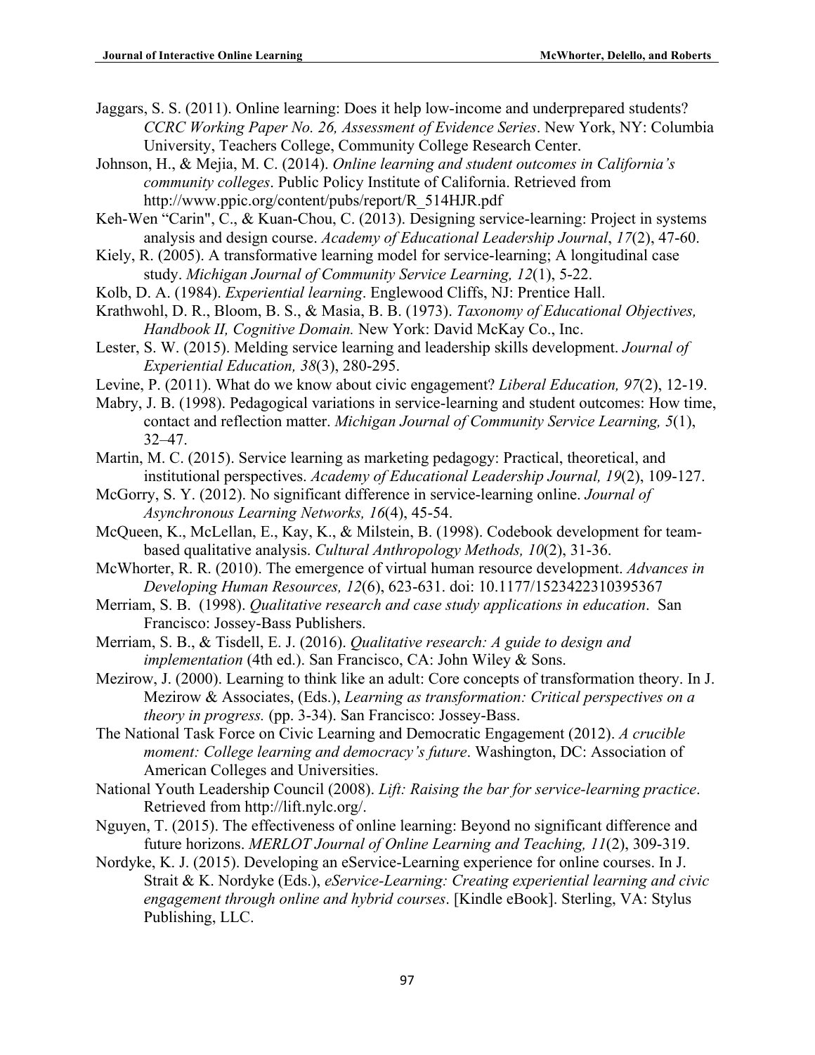Jaggars, S. S. (2011). Online learning: Does it help low-income and underprepared students? *CCRC Working Paper No. 26, Assessment of Evidence Series*. New York, NY: Columbia University, Teachers College, Community College Research Center.

Johnson, H., & Mejia, M. C. (2014). *Online learning and student outcomes in California's community colleges*. Public Policy Institute of California. Retrieved from http://www.ppic.org/content/pubs/report/R_514HJR.pdf

Keh-Wen "Carin", C., & Kuan-Chou, C. (2013). Designing service-learning: Project in systems analysis and design course. *Academy of Educational Leadership Journal*, *17*(2), 47-60.

Kiely, R. (2005). A transformative learning model for service-learning; A longitudinal case study. *Michigan Journal of Community Service Learning, 12*(1), 5-22.

Kolb, D. A. (1984). *Experiential learning*. Englewood Cliffs, NJ: Prentice Hall.

Krathwohl, D. R., Bloom, B. S., & Masia, B. B. (1973). *Taxonomy of Educational Objectives, Handbook II, Cognitive Domain.* New York: David McKay Co., Inc.

Lester, S. W. (2015). Melding service learning and leadership skills development. *Journal of Experiential Education, 38*(3), 280-295.

Levine, P. (2011). What do we know about civic engagement? *Liberal Education, 97*(2), 12-19.

Mabry, J. B. (1998). Pedagogical variations in service-learning and student outcomes: How time, contact and reflection matter. *Michigan Journal of Community Service Learning, 5*(1), 32–47.

Martin, M. C. (2015). Service learning as marketing pedagogy: Practical, theoretical, and institutional perspectives. *Academy of Educational Leadership Journal, 19*(2), 109-127.

McGorry, S. Y. (2012). No significant difference in service-learning online. *Journal of Asynchronous Learning Networks, 16*(4), 45-54.

McQueen, K., McLellan, E., Kay, K., & Milstein, B. (1998). Codebook development for team-based qualitative analysis. *Cultural Anthropology Methods, 10*(2), 31-36.

McWhorter, R. R. (2010). The emergence of virtual human resource development. *Advances in Developing Human Resources, 12*(6), 623-631. doi: 10.1177/1523422310395367

Merriam, S. B. (1998). *Qualitative research and case study applications in education*. San Francisco: Jossey-Bass Publishers.

Merriam, S. B., & Tisdell, E. J. (2016). *Qualitative research: A guide to design and implementation* (4th ed.). San Francisco, CA: John Wiley & Sons.

Mezirow, J. (2000). Learning to think like an adult: Core concepts of transformation theory. In J. Mezirow & Associates, (Eds.), *Learning as transformation: Critical perspectives on a theory in progress.* (pp. 3-34). San Francisco: Jossey-Bass.

The National Task Force on Civic Learning and Democratic Engagement (2012). *A crucible moment: College learning and democracy's future*. Washington, DC: Association of American Colleges and Universities.

National Youth Leadership Council (2008). *Lift: Raising the bar for service-learning practice*. Retrieved from http://lift.nylc.org/.

Nguyen, T. (2015). The effectiveness of online learning: Beyond no significant difference and future horizons. *MERLOT Journal of Online Learning and Teaching, 11*(2), 309-319.

Nordyke, K. J. (2015). Developing an eService-Learning experience for online courses. In J. Strait & K. Nordyke (Eds.), *eService-Learning: Creating experiential learning and civic engagement through online and hybrid courses*. [Kindle eBook]. Sterling, VA: Stylus Publishing, LLC.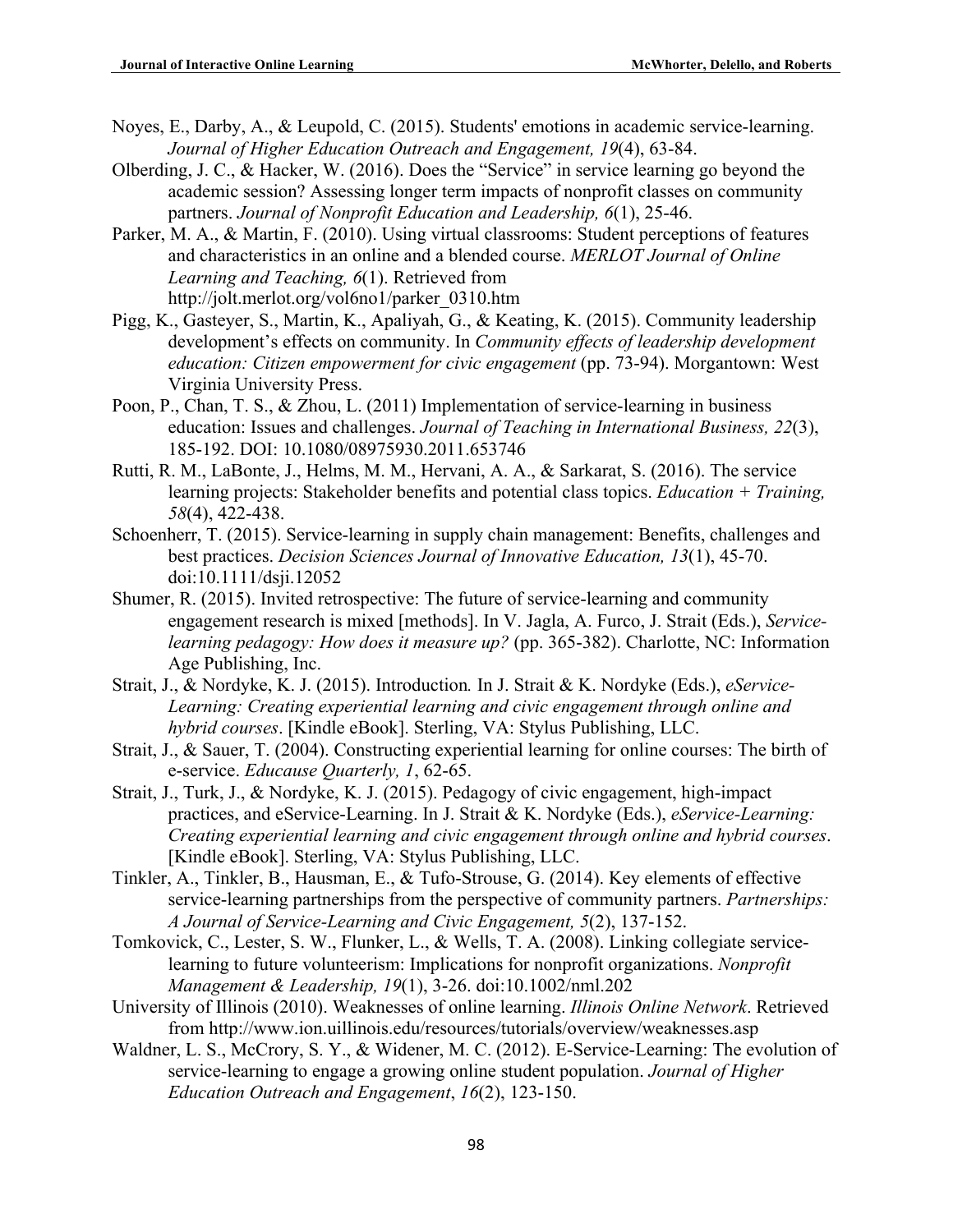Noyes, E., Darby, A., & Leupold, C. (2015). Students' emotions in academic service-learning. *Journal of Higher Education Outreach and Engagement, 19*(4), 63-84.

Olberding, J. C., & Hacker, W. (2016). Does the "Service" in service learning go beyond the academic session? Assessing longer term impacts of nonprofit classes on community partners. *Journal of Nonprofit Education and Leadership, 6*(1), 25-46.

Parker, M. A., & Martin, F. (2010). Using virtual classrooms: Student perceptions of features and characteristics in an online and a blended course. *MERLOT Journal of Online Learning and Teaching, 6*(1). Retrieved from http://jolt.merlot.org/vol6no1/parker_0310.htm

Pigg, K., Gasteyer, S., Martin, K., Apaliyah, G., & Keating, K. (2015). Community leadership development's effects on community. In *Community effects of leadership development education: Citizen empowerment for civic engagement* (pp. 73-94). Morgantown: West Virginia University Press.

Poon, P., Chan, T. S., & Zhou, L. (2011) Implementation of service-learning in business education: Issues and challenges. *Journal of Teaching in International Business, 22*(3), 185-192. DOI: 10.1080/08975930.2011.653746

Rutti, R. M., LaBonte, J., Helms, M. M., Hervani, A. A., & Sarkarat, S. (2016). The service learning projects: Stakeholder benefits and potential class topics. *Education + Training, 58*(4), 422-438.

Schoenherr, T. (2015). Service-learning in supply chain management: Benefits, challenges and best practices. *Decision Sciences Journal of Innovative Education, 13*(1), 45-70. doi:10.1111/dsji.12052

Shumer, R. (2015). Invited retrospective: The future of service-learning and community engagement research is mixed [methods]. In V. Jagla, A. Furco, J. Strait (Eds.), *Service-learning pedagogy: How does it measure up?* (pp. 365-382). Charlotte, NC: Information Age Publishing, Inc.

Strait, J., & Nordyke, K. J. (2015). Introduction*.* In J. Strait & K. Nordyke (Eds.), *eService-Learning: Creating experiential learning and civic engagement through online and hybrid courses*. [Kindle eBook]. Sterling, VA: Stylus Publishing, LLC.

Strait, J., & Sauer, T. (2004). Constructing experiential learning for online courses: The birth of e-service. *Educause Quarterly, 1*, 62-65.

Strait, J., Turk, J., & Nordyke, K. J. (2015). Pedagogy of civic engagement, high-impact practices, and eService-Learning. In J. Strait & K. Nordyke (Eds.), *eService-Learning: Creating experiential learning and civic engagement through online and hybrid courses*. [Kindle eBook]. Sterling, VA: Stylus Publishing, LLC.

Tinkler, A., Tinkler, B., Hausman, E., & Tufo-Strouse, G. (2014). Key elements of effective service-learning partnerships from the perspective of community partners. *Partnerships: A Journal of Service-Learning and Civic Engagement, 5*(2), 137-152.

Tomkovick, C., Lester, S. W., Flunker, L., & Wells, T. A. (2008). Linking collegiate service-learning to future volunteerism: Implications for nonprofit organizations. *Nonprofit Management & Leadership, 19*(1), 3-26. doi:10.1002/nml.202

University of Illinois (2010). Weaknesses of online learning. *Illinois Online Network*. Retrieved from http://www.ion.uillinois.edu/resources/tutorials/overview/weaknesses.asp

Waldner, L. S., McCrory, S. Y., & Widener, M. C. (2012). E-Service-Learning: The evolution of service-learning to engage a growing online student population. *Journal of Higher Education Outreach and Engagement*, *16*(2), 123-150.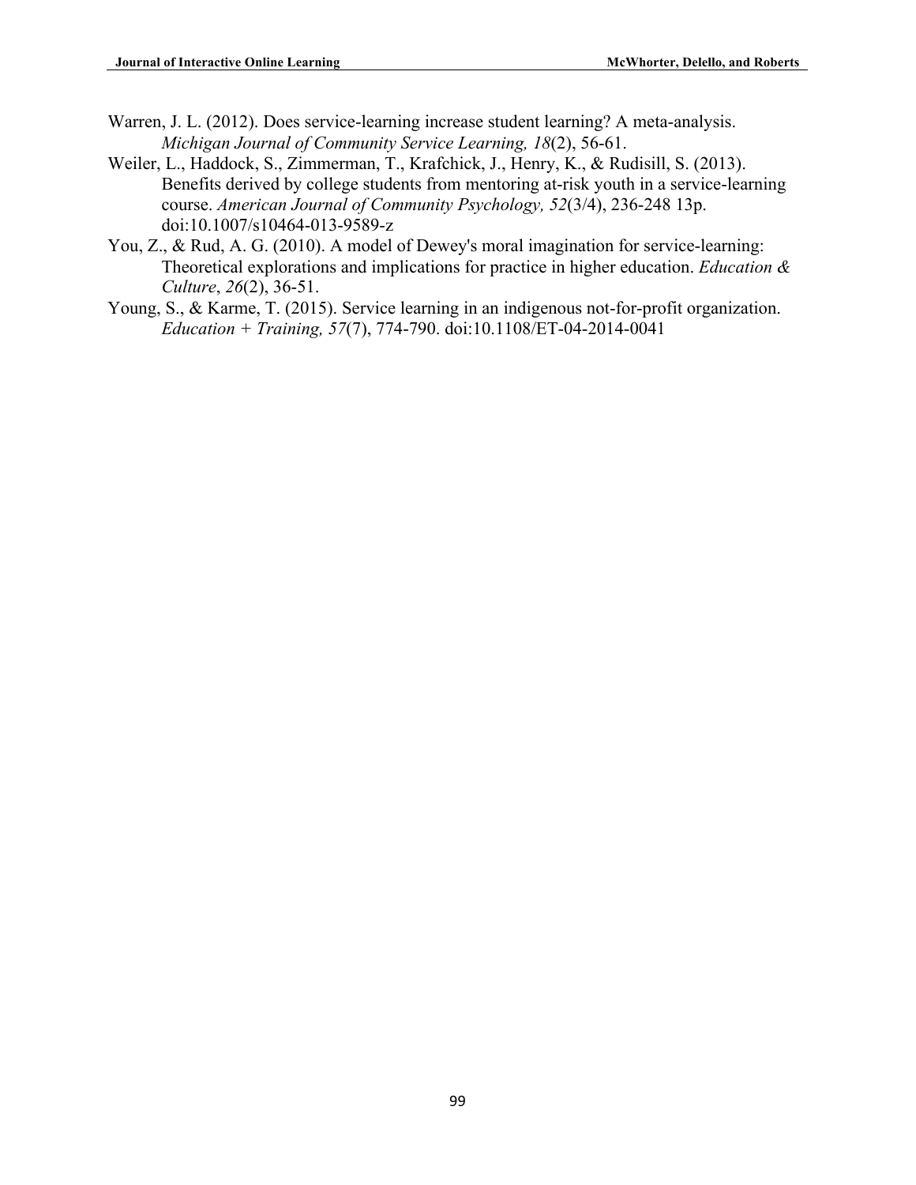Warren, J. L. (2012). Does service-learning increase student learning? A meta-analysis. *Michigan Journal of Community Service Learning, 18*(2), 56-61.

Weiler, L., Haddock, S., Zimmerman, T., Krafchick, J., Henry, K., & Rudisill, S. (2013). Benefits derived by college students from mentoring at-risk youth in a service-learning course. *American Journal of Community Psychology, 52*(3/4), 236-248 13p. doi:10.1007/s10464-013-9589-z

You, Z., & Rud, A. G. (2010). A model of Dewey's moral imagination for service-learning: Theoretical explorations and implications for practice in higher education. *Education & Culture*, *26*(2), 36-51.

Young, S., & Karme, T. (2015). Service learning in an indigenous not-for-profit organization. *Education + Training, 57*(7), 774-790. doi:10.1108/ET-04-2014-0041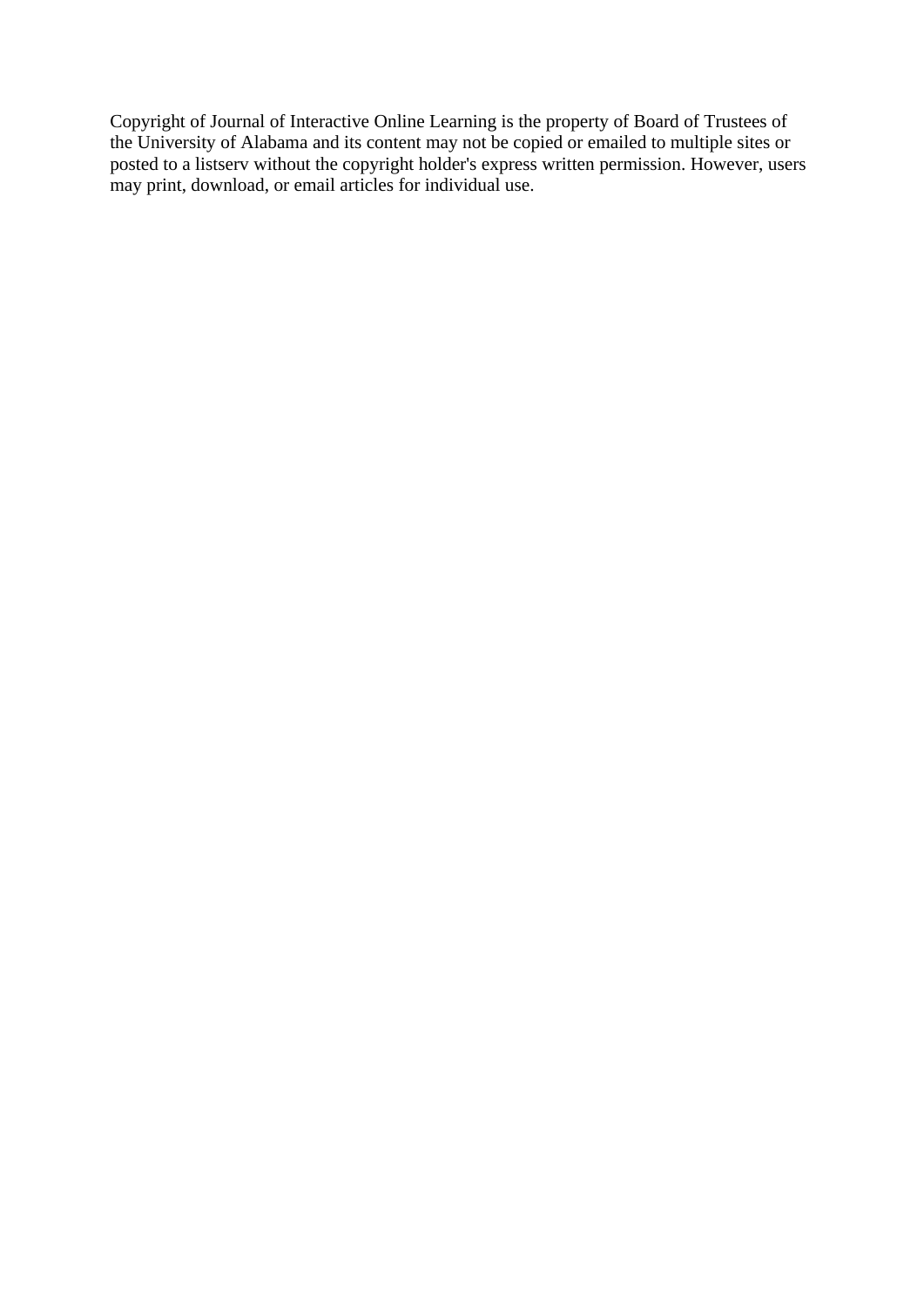Copyright of Journal of Interactive Online Learning is the property of Board of Trustees of the University of Alabama and its content may not be copied or emailed to multiple sites or posted to a listserv without the copyright holder's express written permission. However, users may print, download, or email articles for individual use.